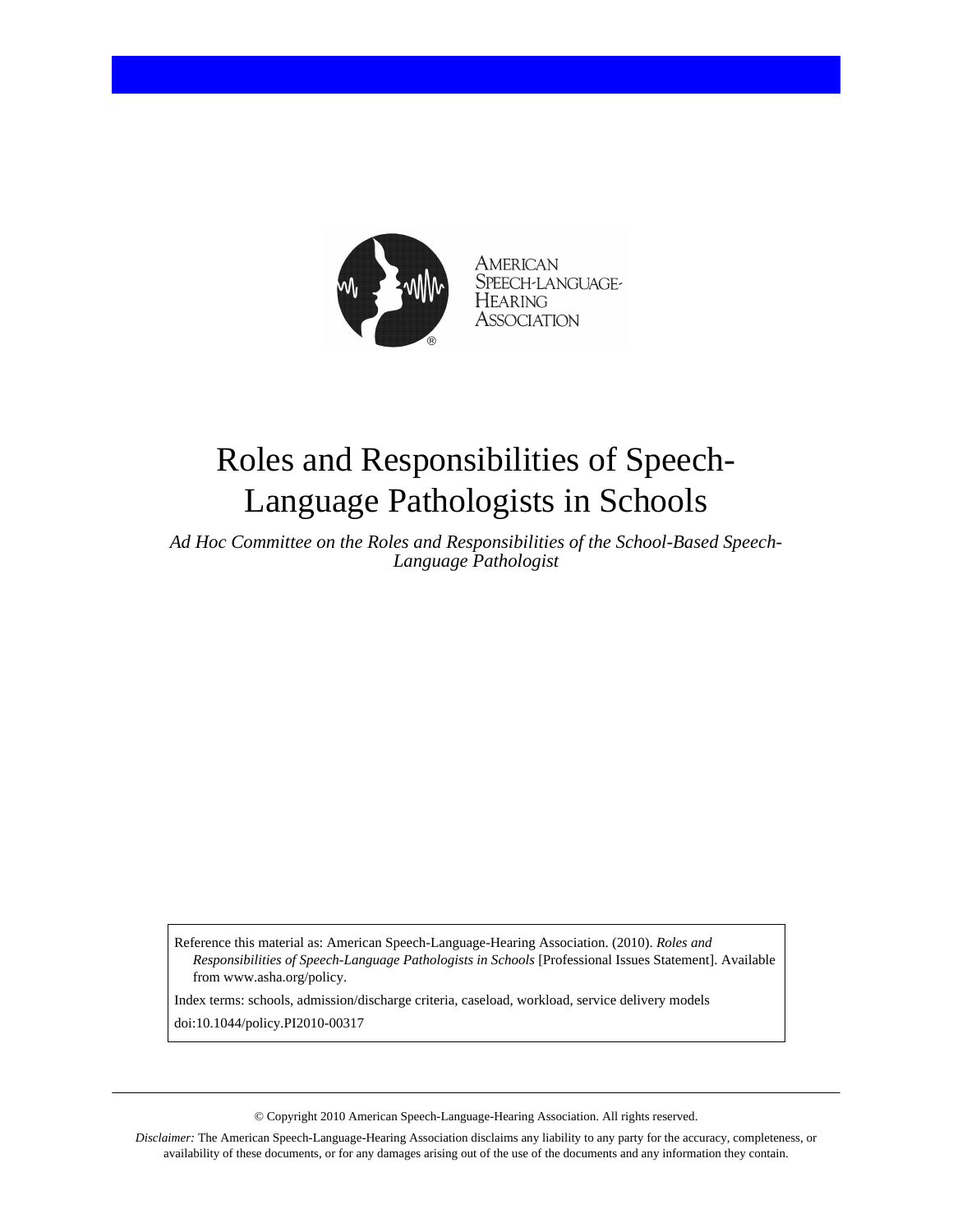American Speech-Language-Hearing Association

# Roles and Responsibilities of Speech-Language Pathologists in Schools

*Ad Hoc Committee on the Roles and Responsibilities of the School-Based Speech-Language Pathologist*

Reference this material as: American Speech-Language-Hearing Association. (2010). *Roles and Responsibilities of Speech-Language Pathologists in Schools* [Professional Issues Statement]. Available from www.asha.org/policy.

Index terms: schools, admission/discharge criteria, caseload, workload, service delivery models

doi:10.1044/policy.PI2010-00317

© Copyright 2010 American Speech-Language-Hearing Association. All rights reserved.

*Disclaimer:* The American Speech-Language-Hearing Association disclaims any liability to any party for the accuracy, completeness, or availability of these documents, or for any damages arising out of the use of the documents and any information they contain.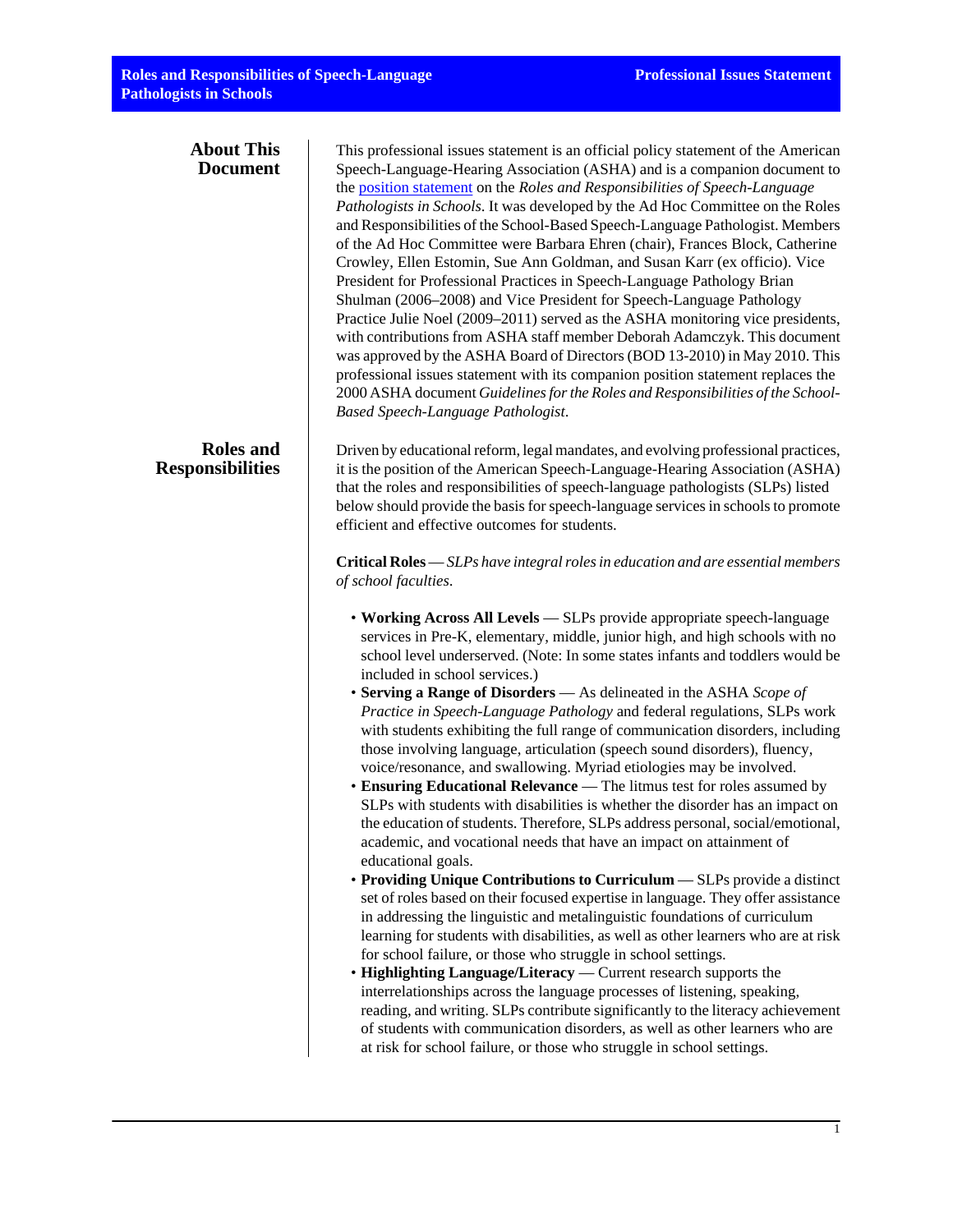## About This Document

This professional issues statement is an official policy statement of the American Speech-Language-Hearing Association (ASHA) and is a companion document to the position statement on the *Roles and Responsibilities of Speech-Language Pathologists in Schools*. It was developed by the Ad Hoc Committee on the Roles and Responsibilities of the School-Based Speech-Language Pathologist. Members of the Ad Hoc Committee were Barbara Ehren (chair), Frances Block, Catherine Crowley, Ellen Estomin, Sue Ann Goldman, and Susan Karr (ex officio). Vice President for Professional Practices in Speech-Language Pathology Brian Shulman (2006–2008) and Vice President for Speech-Language Pathology Practice Julie Noel (2009–2011) served as the ASHA monitoring vice presidents, with contributions from ASHA staff member Deborah Adamczyk. This document was approved by the ASHA Board of Directors (BOD 13-2010) in May 2010. This professional issues statement with its companion position statement replaces the 2000 ASHA document *Guidelines for the Roles and Responsibilities of the School-Based Speech-Language Pathologist*.

## Roles and Responsibilities

Driven by educational reform, legal mandates, and evolving professional practices, it is the position of the American Speech-Language-Hearing Association (ASHA) that the roles and responsibilities of speech-language pathologists (SLPs) listed below should provide the basis for speech-language services in schools to promote efficient and effective outcomes for students.

**Critical Roles** — *SLPs have integral roles in education and are essential members of school faculties*.

- **Working Across All Levels** — SLPs provide appropriate speech-language services in Pre-K, elementary, middle, junior high, and high schools with no school level underserved. (Note: In some states infants and toddlers would be included in school services.)
- **Serving a Range of Disorders** — As delineated in the ASHA *Scope of Practice in Speech-Language Pathology* and federal regulations, SLPs work with students exhibiting the full range of communication disorders, including those involving language, articulation (speech sound disorders), fluency, voice/resonance, and swallowing. Myriad etiologies may be involved.
- **Ensuring Educational Relevance** — The litmus test for roles assumed by SLPs with students with disabilities is whether the disorder has an impact on the education of students. Therefore, SLPs address personal, social/emotional, academic, and vocational needs that have an impact on attainment of educational goals.
- **Providing Unique Contributions to Curriculum** — SLPs provide a distinct set of roles based on their focused expertise in language. They offer assistance in addressing the linguistic and metalinguistic foundations of curriculum learning for students with disabilities, as well as other learners who are at risk for school failure, or those who struggle in school settings.
- **Highlighting Language/Literacy** — Current research supports the interrelationships across the language processes of listening, speaking, reading, and writing. SLPs contribute significantly to the literacy achievement of students with communication disorders, as well as other learners who are at risk for school failure, or those who struggle in school settings.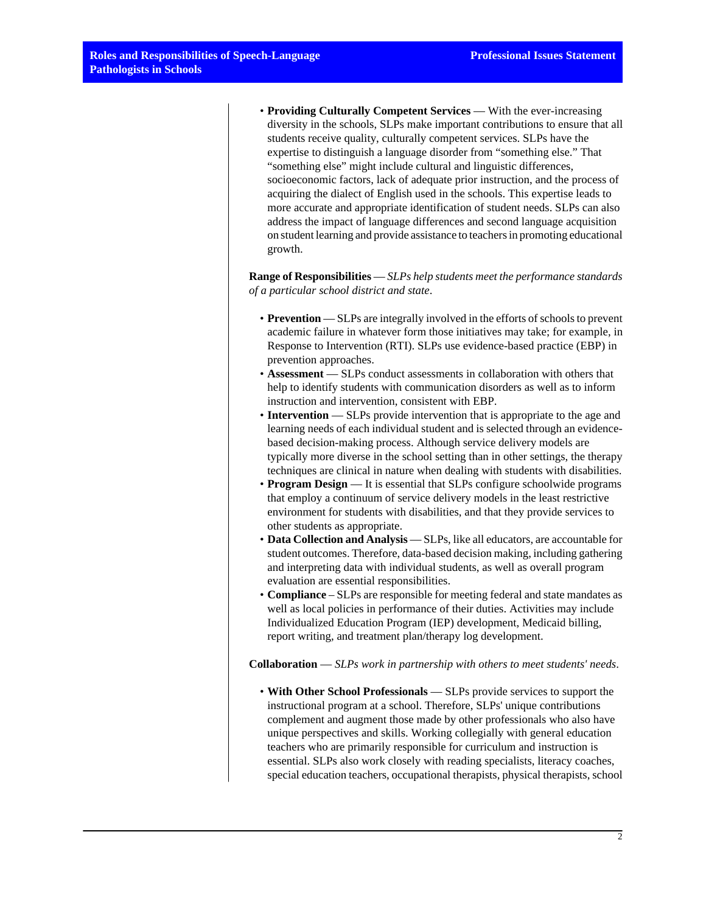- **Providing Culturally Competent Services** — With the ever-increasing diversity in the schools, SLPs make important contributions to ensure that all students receive quality, culturally competent services. SLPs have the expertise to distinguish a language disorder from "something else." That "something else" might include cultural and linguistic differences, socioeconomic factors, lack of adequate prior instruction, and the process of acquiring the dialect of English used in the schools. This expertise leads to more accurate and appropriate identification of student needs. SLPs can also address the impact of language differences and second language acquisition on student learning and provide assistance to teachers in promoting educational growth.

**Range of Responsibilities** — *SLPs help students meet the performance standards of a particular school district and state*.

- **Prevention** — SLPs are integrally involved in the efforts of schools to prevent academic failure in whatever form those initiatives may take; for example, in Response to Intervention (RTI). SLPs use evidence-based practice (EBP) in prevention approaches.
- **Assessment** — SLPs conduct assessments in collaboration with others that help to identify students with communication disorders as well as to inform instruction and intervention, consistent with EBP.
- **Intervention** — SLPs provide intervention that is appropriate to the age and learning needs of each individual student and is selected through an evidence-based decision-making process. Although service delivery models are typically more diverse in the school setting than in other settings, the therapy techniques are clinical in nature when dealing with students with disabilities.
- **Program Design** — It is essential that SLPs configure schoolwide programs that employ a continuum of service delivery models in the least restrictive environment for students with disabilities, and that they provide services to other students as appropriate.
- **Data Collection and Analysis** — SLPs, like all educators, are accountable for student outcomes. Therefore, data-based decision making, including gathering and interpreting data with individual students, as well as overall program evaluation are essential responsibilities.
- **Compliance** – SLPs are responsible for meeting federal and state mandates as well as local policies in performance of their duties. Activities may include Individualized Education Program (IEP) development, Medicaid billing, report writing, and treatment plan/therapy log development.

**Collaboration** — *SLPs work in partnership with others to meet students' needs*.

- **With Other School Professionals** — SLPs provide services to support the instructional program at a school. Therefore, SLPs' unique contributions complement and augment those made by other professionals who also have unique perspectives and skills. Working collegially with general education teachers who are primarily responsible for curriculum and instruction is essential. SLPs also work closely with reading specialists, literacy coaches, special education teachers, occupational therapists, physical therapists, school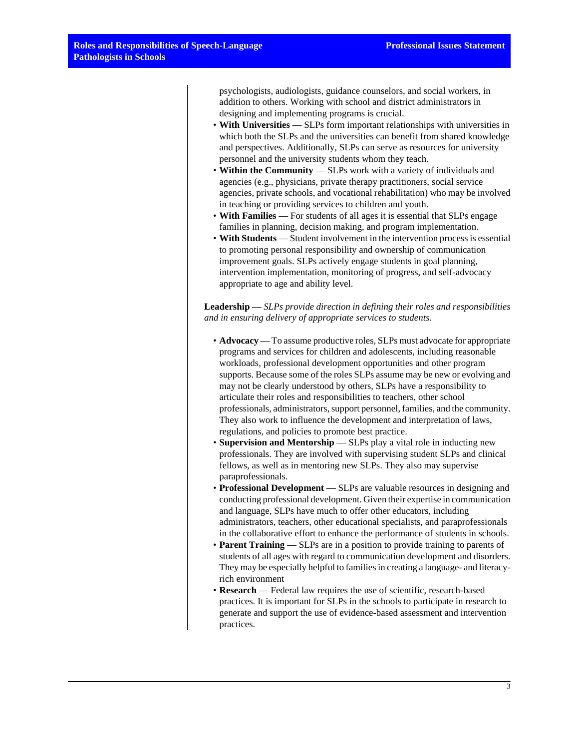psychologists, audiologists, guidance counselors, and social workers, in addition to others. Working with school and district administrators in designing and implementing programs is crucial.

- **With Universities** — SLPs form important relationships with universities in which both the SLPs and the universities can benefit from shared knowledge and perspectives. Additionally, SLPs can serve as resources for university personnel and the university students whom they teach.
- **Within the Community** — SLPs work with a variety of individuals and agencies (e.g., physicians, private therapy practitioners, social service agencies, private schools, and vocational rehabilitation) who may be involved in teaching or providing services to children and youth.
- **With Families** — For students of all ages it is essential that SLPs engage families in planning, decision making, and program implementation.
- **With Students** — Student involvement in the intervention process is essential to promoting personal responsibility and ownership of communication improvement goals. SLPs actively engage students in goal planning, intervention implementation, monitoring of progress, and self-advocacy appropriate to age and ability level.

**Leadership** — *SLPs provide direction in defining their roles and responsibilities and in ensuring delivery of appropriate services to students.*

- **Advocacy** — To assume productive roles, SLPs must advocate for appropriate programs and services for children and adolescents, including reasonable workloads, professional development opportunities and other program supports. Because some of the roles SLPs assume may be new or evolving and may not be clearly understood by others, SLPs have a responsibility to articulate their roles and responsibilities to teachers, other school professionals, administrators, support personnel, families, and the community. They also work to influence the development and interpretation of laws, regulations, and policies to promote best practice.
- **Supervision and Mentorship** — SLPs play a vital role in inducting new professionals. They are involved with supervising student SLPs and clinical fellows, as well as in mentoring new SLPs. They also may supervise paraprofessionals.
- **Professional Development** — SLPs are valuable resources in designing and conducting professional development. Given their expertise in communication and language, SLPs have much to offer other educators, including administrators, teachers, other educational specialists, and paraprofessionals in the collaborative effort to enhance the performance of students in schools.
- **Parent Training** — SLPs are in a position to provide training to parents of students of all ages with regard to communication development and disorders. They may be especially helpful to families in creating a language- and literacy-rich environment
- **Research** — Federal law requires the use of scientific, research-based practices. It is important for SLPs in the schools to participate in research to generate and support the use of evidence-based assessment and intervention practices.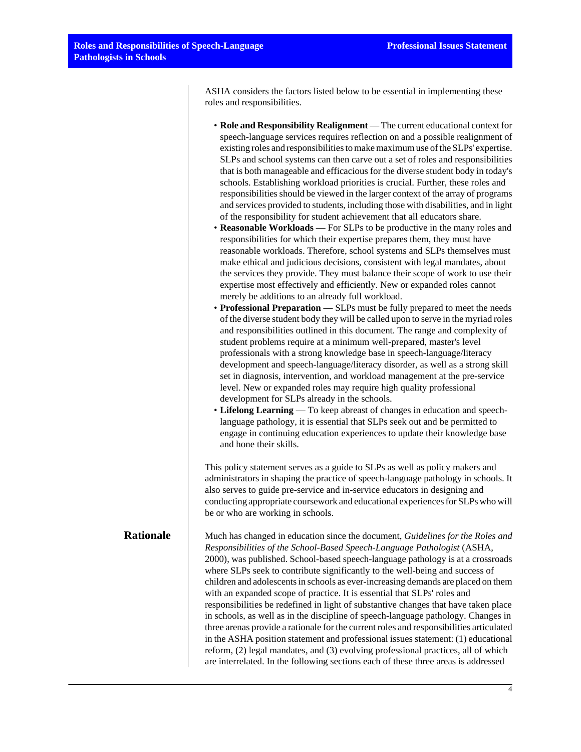ASHA considers the factors listed below to be essential in implementing these roles and responsibilities.

- **Role and Responsibility Realignment** — The current educational context for speech-language services requires reflection on and a possible realignment of existing roles and responsibilities to make maximum use of the SLPs' expertise. SLPs and school systems can then carve out a set of roles and responsibilities that is both manageable and efficacious for the diverse student body in today's schools. Establishing workload priorities is crucial. Further, these roles and responsibilities should be viewed in the larger context of the array of programs and services provided to students, including those with disabilities, and in light of the responsibility for student achievement that all educators share.
- **Reasonable Workloads** — For SLPs to be productive in the many roles and responsibilities for which their expertise prepares them, they must have reasonable workloads. Therefore, school systems and SLPs themselves must make ethical and judicious decisions, consistent with legal mandates, about the services they provide. They must balance their scope of work to use their expertise most effectively and efficiently. New or expanded roles cannot merely be additions to an already full workload.
- **Professional Preparation** — SLPs must be fully prepared to meet the needs of the diverse student body they will be called upon to serve in the myriad roles and responsibilities outlined in this document. The range and complexity of student problems require at a minimum well-prepared, master's level professionals with a strong knowledge base in speech-language/literacy development and speech-language/literacy disorder, as well as a strong skill set in diagnosis, intervention, and workload management at the pre-service level. New or expanded roles may require high quality professional development for SLPs already in the schools.
- **Lifelong Learning** — To keep abreast of changes in education and speech-language pathology, it is essential that SLPs seek out and be permitted to engage in continuing education experiences to update their knowledge base and hone their skills.

This policy statement serves as a guide to SLPs as well as policy makers and administrators in shaping the practice of speech-language pathology in schools. It also serves to guide pre-service and in-service educators in designing and conducting appropriate coursework and educational experiences for SLPs who will be or who are working in schools.

## Rationale

Much has changed in education since the document, *Guidelines for the Roles and Responsibilities of the School-Based Speech-Language Pathologist* (ASHA, 2000), was published. School-based speech-language pathology is at a crossroads where SLPs seek to contribute significantly to the well-being and success of children and adolescents in schools as ever-increasing demands are placed on them with an expanded scope of practice. It is essential that SLPs' roles and responsibilities be redefined in light of substantive changes that have taken place in schools, as well as in the discipline of speech-language pathology. Changes in three arenas provide a rationale for the current roles and responsibilities articulated in the ASHA position statement and professional issues statement: (1) educational reform, (2) legal mandates, and (3) evolving professional practices, all of which are interrelated. In the following sections each of these three areas is addressed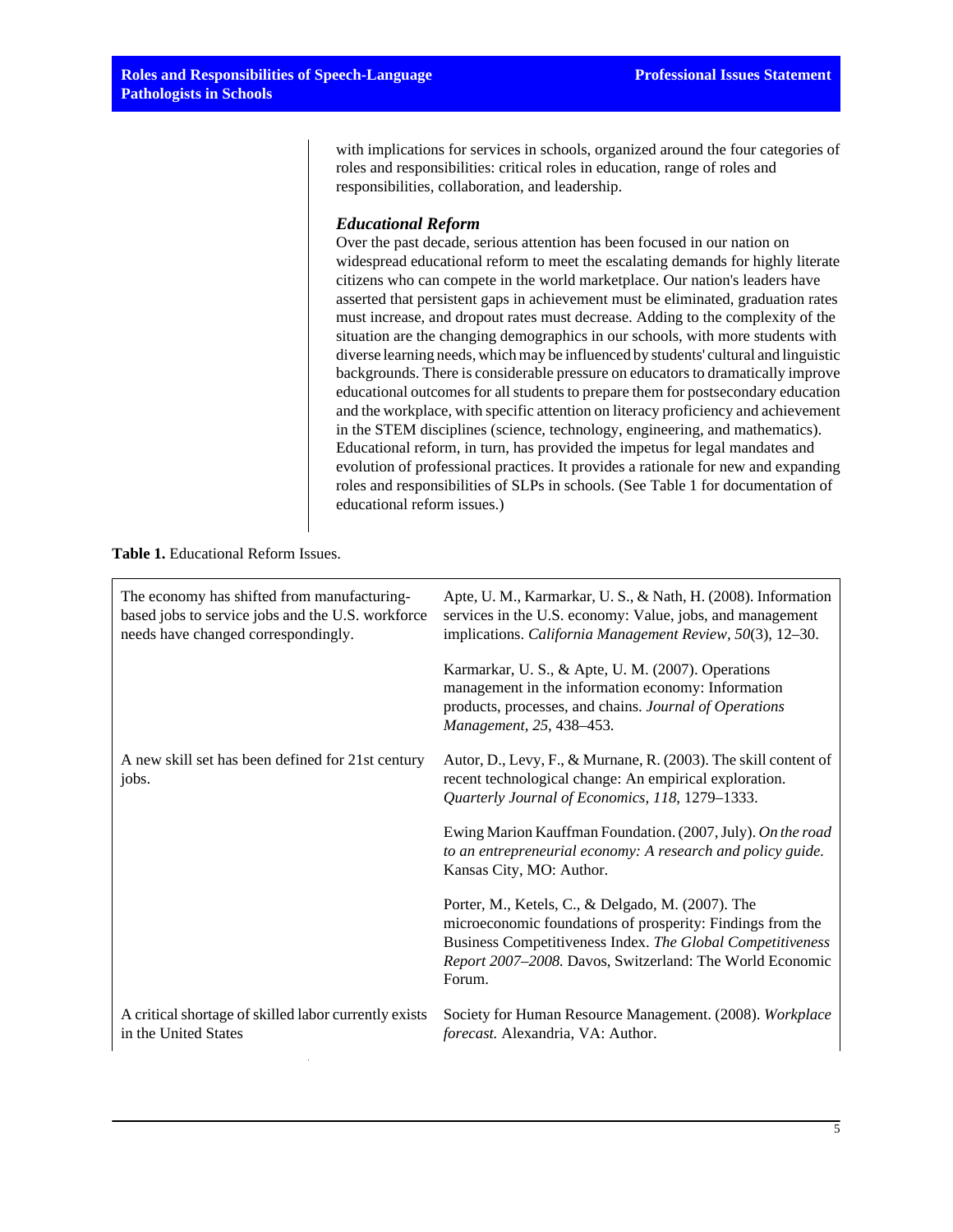with implications for services in schools, organized around the four categories of roles and responsibilities: critical roles in education, range of roles and responsibilities, collaboration, and leadership.

### *Educational Reform*

Over the past decade, serious attention has been focused in our nation on widespread educational reform to meet the escalating demands for highly literate citizens who can compete in the world marketplace. Our nation's leaders have asserted that persistent gaps in achievement must be eliminated, graduation rates must increase, and dropout rates must decrease. Adding to the complexity of the situation are the changing demographics in our schools, with more students with diverse learning needs, which may be influenced by students' cultural and linguistic backgrounds. There is considerable pressure on educators to dramatically improve educational outcomes for all students to prepare them for postsecondary education and the workplace, with specific attention on literacy proficiency and achievement in the STEM disciplines (science, technology, engineering, and mathematics). Educational reform, in turn, has provided the impetus for legal mandates and evolution of professional practices. It provides a rationale for new and expanding roles and responsibilities of SLPs in schools. (See Table 1 for documentation of educational reform issues.)

**Table 1.** Educational Reform Issues.

| | |
|---|---|
| The economy has shifted from manufacturing-based jobs to service jobs and the U.S. workforce needs have changed correspondingly. | Apte, U. M., Karmarkar, U. S., & Nath, H. (2008). Information services in the U.S. economy: Value, jobs, and management implications. *California Management Review, 50*(3), 12–30. |
| | Karmarkar, U. S., & Apte, U. M. (2007). Operations management in the information economy: Information products, processes, and chains. *Journal of Operations Management, 25,* 438–453. |
| A new skill set has been defined for 21st century jobs. | Autor, D., Levy, F., & Murnane, R. (2003). The skill content of recent technological change: An empirical exploration. *Quarterly Journal of Economics, 118,* 1279–1333. |
| | Ewing Marion Kauffman Foundation. (2007, July). *On the road to an entrepreneurial economy: A research and policy guide.* Kansas City, MO: Author. |
| | Porter, M., Ketels, C., & Delgado, M. (2007). The microeconomic foundations of prosperity: Findings from the Business Competitiveness Index. *The Global Competitiveness Report 2007–2008.* Davos, Switzerland: The World Economic Forum. |
| A critical shortage of skilled labor currently exists in the United States | Society for Human Resource Management. (2008). *Workplace forecast.* Alexandria, VA: Author. |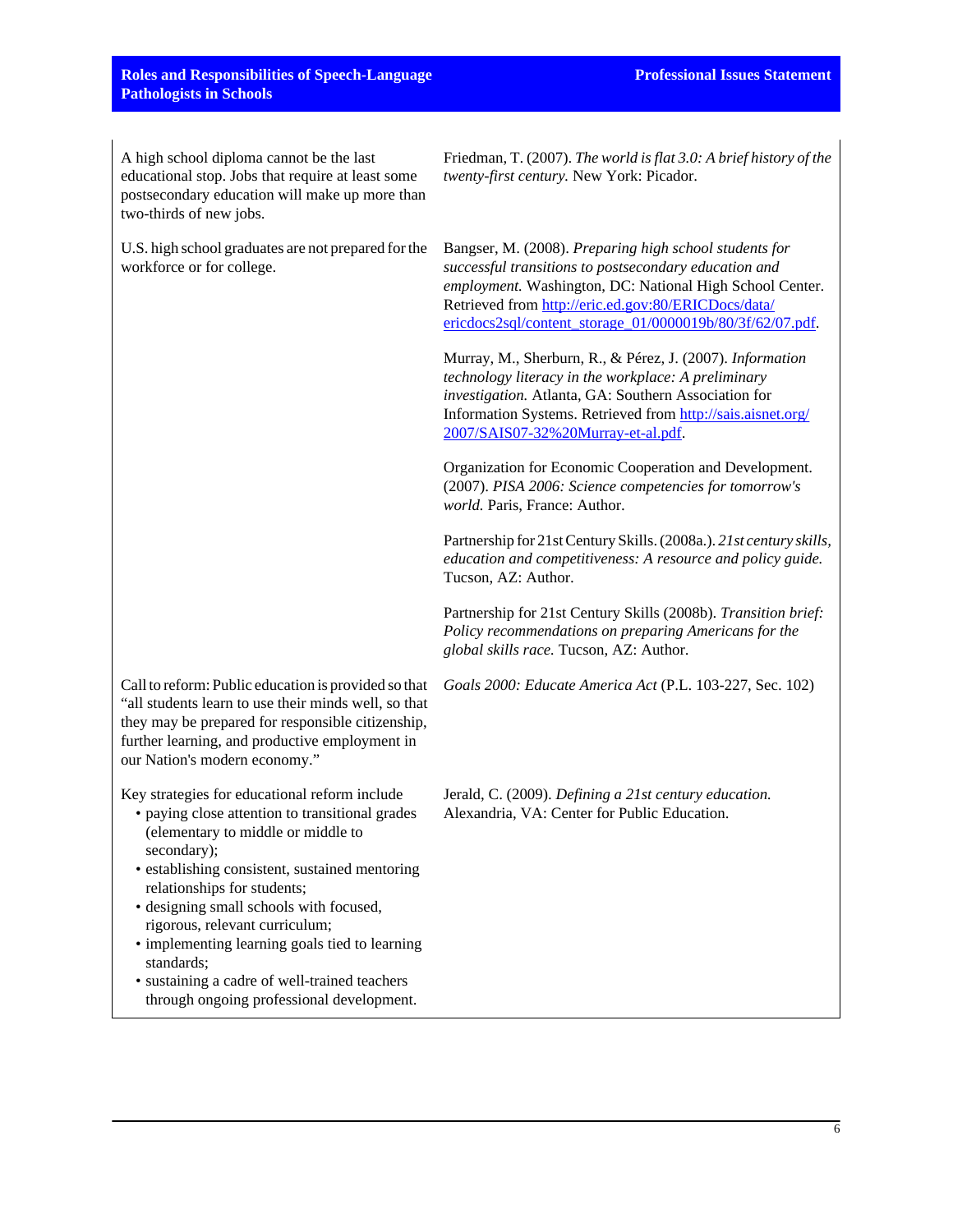| | |
|---|---|
| A high school diploma cannot be the last educational stop. Jobs that require at least some postsecondary education will make up more than two-thirds of new jobs. | Friedman, T. (2007). *The world is flat 3.0: A brief history of the twenty-first century.* New York: Picador. |
| U.S. high school graduates are not prepared for the workforce or for college. | Bangser, M. (2008). *Preparing high school students for successful transitions to postsecondary education and employment.* Washington, DC: National High School Center. Retrieved from [http://eric.ed.gov:80/ERICDocs/data/ericdocs2sql/content_storage_01/0000019b/80/3f/62/07.pdf](http://eric.ed.gov:80/ERICDocs/data/ericdocs2sql/content_storage_01/0000019b/80/3f/62/07.pdf).<br><br>Murray, M., Sherburn, R., & Pérez, J. (2007). *Information technology literacy in the workplace: A preliminary investigation.* Atlanta, GA: Southern Association for Information Systems. Retrieved from [http://sais.aisnet.org/2007/SAIS07-32%20Murray-et-al.pdf](http://sais.aisnet.org/2007/SAIS07-32%20Murray-et-al.pdf).<br><br>Organization for Economic Cooperation and Development. (2007). *PISA 2006: Science competencies for tomorrow's world.* Paris, France: Author.<br><br>Partnership for 21st Century Skills. (2008a.). *21st century skills, education and competitiveness: A resource and policy guide.* Tucson, AZ: Author.<br><br>Partnership for 21st Century Skills (2008b). *Transition brief: Policy recommendations on preparing Americans for the global skills race.* Tucson, AZ: Author. |
| Call to reform: Public education is provided so that "all students learn to use their minds well, so that they may be prepared for responsible citizenship, further learning, and productive employment in our Nation's modern economy." | *Goals 2000: Educate America Act* (P.L. 103-227, Sec. 102) |
| Key strategies for educational reform include<br>• paying close attention to transitional grades (elementary to middle or middle to secondary);<br>• establishing consistent, sustained mentoring relationships for students;<br>• designing small schools with focused, rigorous, relevant curriculum;<br>• implementing learning goals tied to learning standards;<br>• sustaining a cadre of well-trained teachers through ongoing professional development. | Jerald, C. (2009). *Defining a 21st century education.* Alexandria, VA: Center for Public Education. |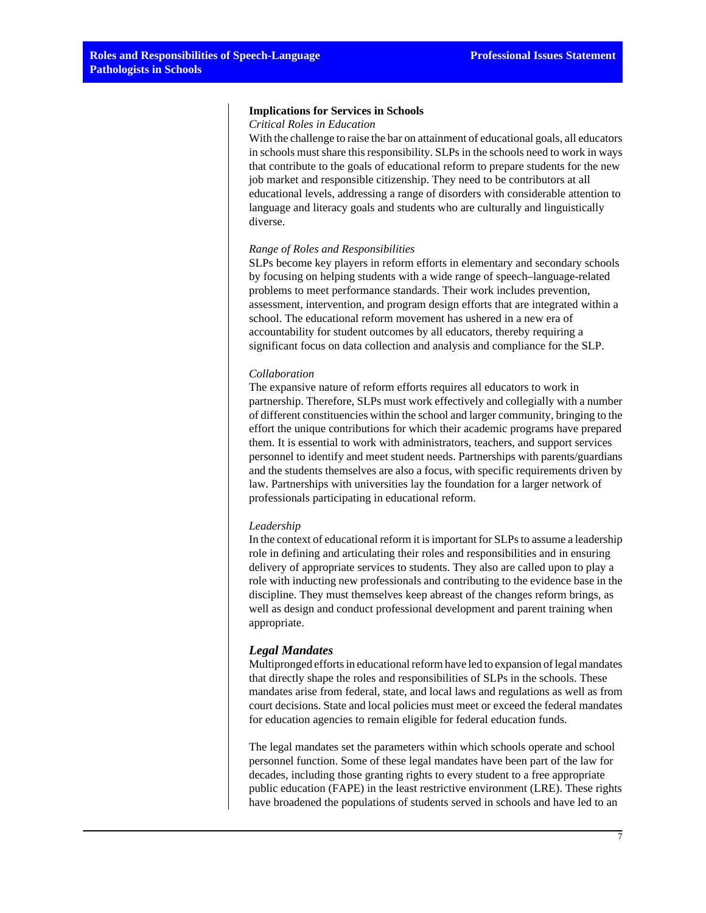### Implications for Services in Schools

*Critical Roles in Education*

With the challenge to raise the bar on attainment of educational goals, all educators in schools must share this responsibility. SLPs in the schools need to work in ways that contribute to the goals of educational reform to prepare students for the new job market and responsible citizenship. They need to be contributors at all educational levels, addressing a range of disorders with considerable attention to language and literacy goals and students who are culturally and linguistically diverse.

*Range of Roles and Responsibilities*

SLPs become key players in reform efforts in elementary and secondary schools by focusing on helping students with a wide range of speech–language-related problems to meet performance standards. Their work includes prevention, assessment, intervention, and program design efforts that are integrated within a school. The educational reform movement has ushered in a new era of accountability for student outcomes by all educators, thereby requiring a significant focus on data collection and analysis and compliance for the SLP.

*Collaboration*

The expansive nature of reform efforts requires all educators to work in partnership. Therefore, SLPs must work effectively and collegially with a number of different constituencies within the school and larger community, bringing to the effort the unique contributions for which their academic programs have prepared them. It is essential to work with administrators, teachers, and support services personnel to identify and meet student needs. Partnerships with parents/guardians and the students themselves are also a focus, with specific requirements driven by law. Partnerships with universities lay the foundation for a larger network of professionals participating in educational reform.

*Leadership*

In the context of educational reform it is important for SLPs to assume a leadership role in defining and articulating their roles and responsibilities and in ensuring delivery of appropriate services to students. They also are called upon to play a role with inducting new professionals and contributing to the evidence base in the discipline. They must themselves keep abreast of the changes reform brings, as well as design and conduct professional development and parent training when appropriate.

## *Legal Mandates*

Multipronged efforts in educational reform have led to expansion of legal mandates that directly shape the roles and responsibilities of SLPs in the schools. These mandates arise from federal, state, and local laws and regulations as well as from court decisions. State and local policies must meet or exceed the federal mandates for education agencies to remain eligible for federal education funds.

The legal mandates set the parameters within which schools operate and school personnel function. Some of these legal mandates have been part of the law for decades, including those granting rights to every student to a free appropriate public education (FAPE) in the least restrictive environment (LRE). These rights have broadened the populations of students served in schools and have led to an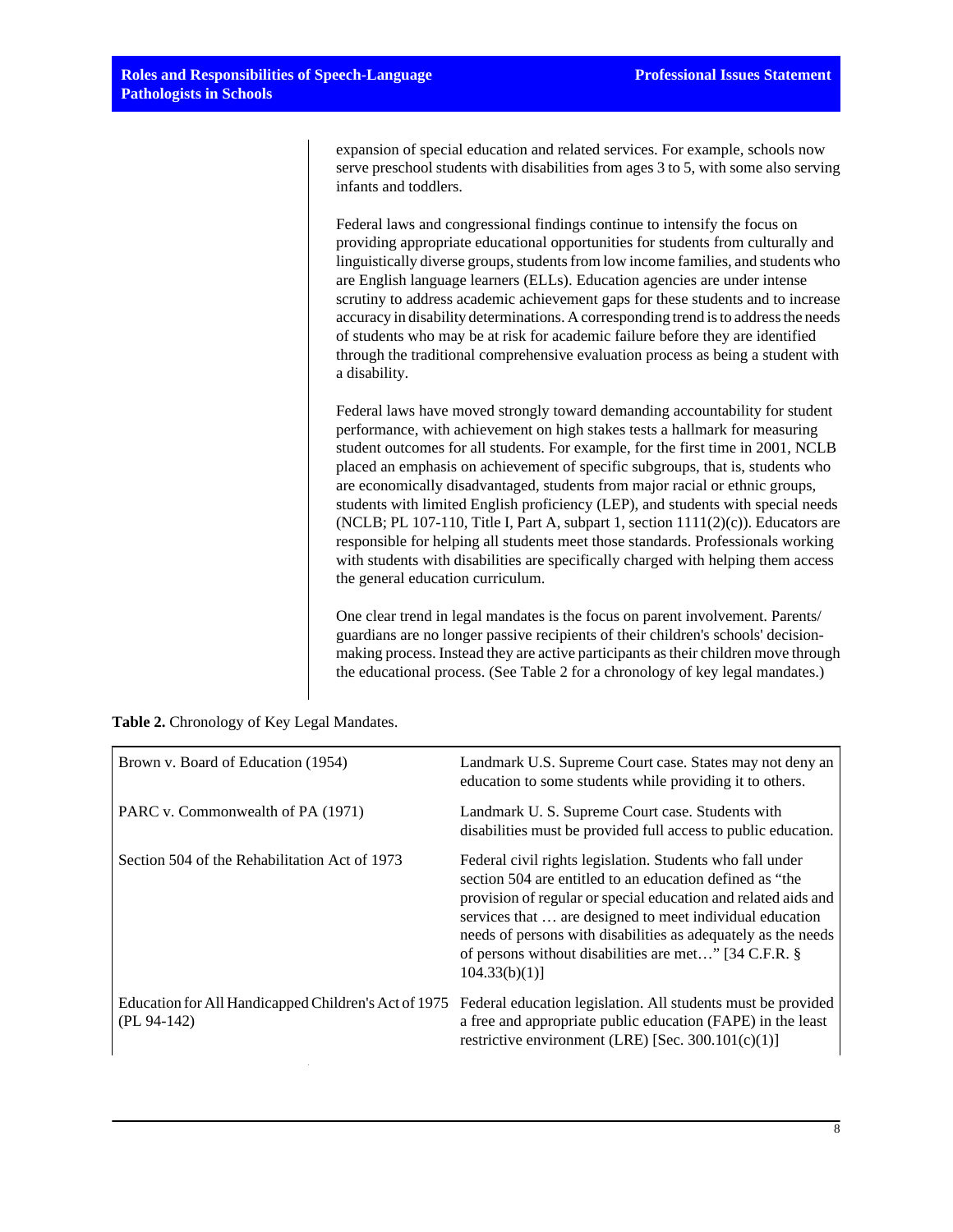expansion of special education and related services. For example, schools now serve preschool students with disabilities from ages 3 to 5, with some also serving infants and toddlers.

Federal laws and congressional findings continue to intensify the focus on providing appropriate educational opportunities for students from culturally and linguistically diverse groups, students from low income families, and students who are English language learners (ELLs). Education agencies are under intense scrutiny to address academic achievement gaps for these students and to increase accuracy in disability determinations. A corresponding trend is to address the needs of students who may be at risk for academic failure before they are identified through the traditional comprehensive evaluation process as being a student with a disability.

Federal laws have moved strongly toward demanding accountability for student performance, with achievement on high stakes tests a hallmark for measuring student outcomes for all students. For example, for the first time in 2001, NCLB placed an emphasis on achievement of specific subgroups, that is, students who are economically disadvantaged, students from major racial or ethnic groups, students with limited English proficiency (LEP), and students with special needs (NCLB; PL 107-110, Title I, Part A, subpart 1, section 1111(2)(c)). Educators are responsible for helping all students meet those standards. Professionals working with students with disabilities are specifically charged with helping them access the general education curriculum.

One clear trend in legal mandates is the focus on parent involvement. Parents/guardians are no longer passive recipients of their children's schools' decision-making process. Instead they are active participants as their children move through the educational process. (See Table 2 for a chronology of key legal mandates.)

**Table 2.** Chronology of Key Legal Mandates.

| | |
|---|---|
| Brown v. Board of Education (1954) | Landmark U.S. Supreme Court case. States may not deny an education to some students while providing it to others. |
| PARC v. Commonwealth of PA (1971) | Landmark U. S. Supreme Court case. Students with disabilities must be provided full access to public education. |
| Section 504 of the Rehabilitation Act of 1973 | Federal civil rights legislation. Students who fall under section 504 are entitled to an education defined as "the provision of regular or special education and related aids and services that … are designed to meet individual education needs of persons with disabilities as adequately as the needs of persons without disabilities are met…" [34 C.F.R. § 104.33(b)(1)] |
| Education for All Handicapped Children's Act of 1975 (PL 94-142) | Federal education legislation. All students must be provided a free and appropriate public education (FAPE) in the least restrictive environment (LRE) [Sec. 300.101(c)(1)] |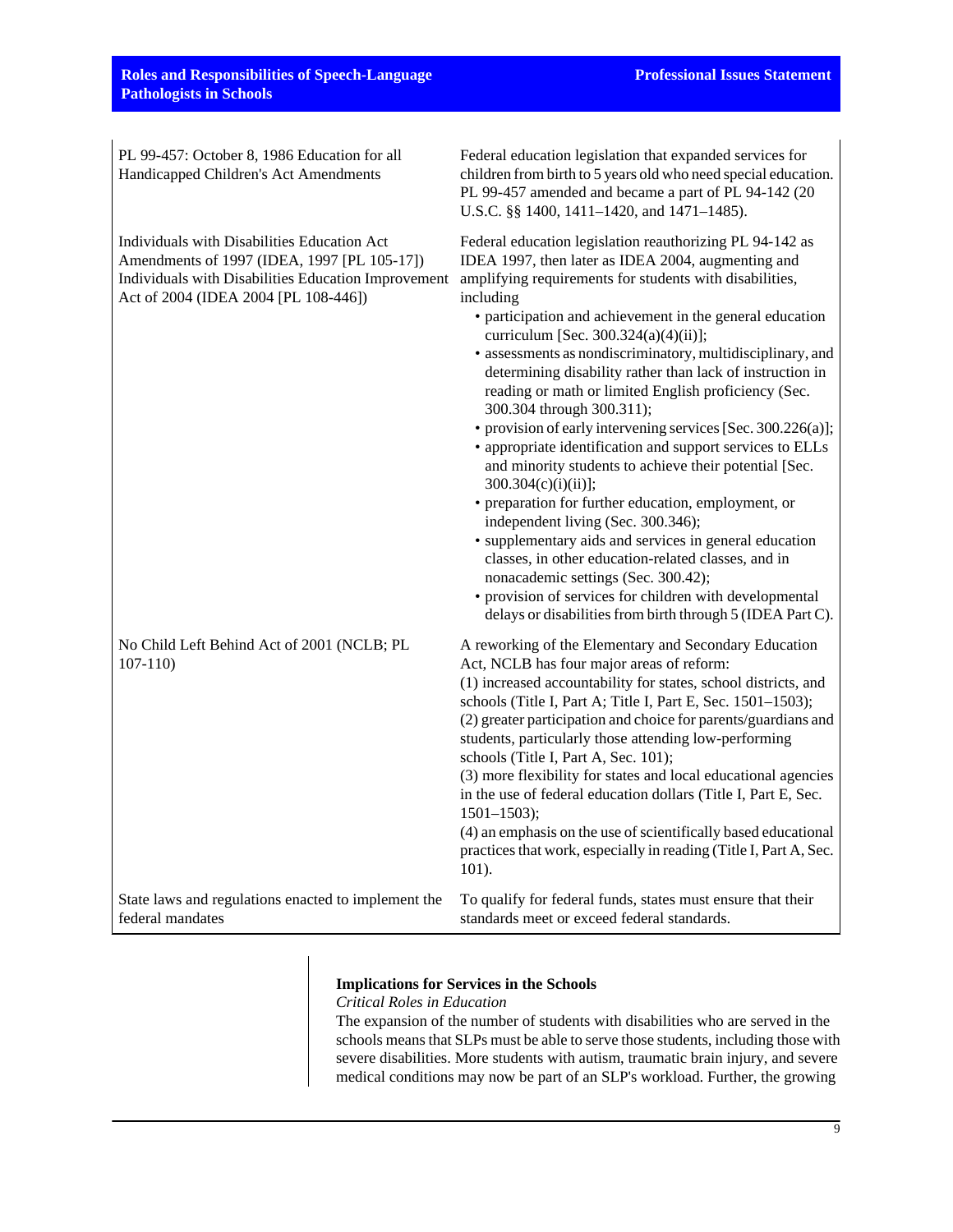| | |
|---|---|
| PL 99-457: October 8, 1986 Education for all Handicapped Children's Act Amendments | Federal education legislation that expanded services for children from birth to 5 years old who need special education. PL 99-457 amended and became a part of PL 94-142 (20 U.S.C. §§ 1400, 1411–1420, and 1471–1485). |
| Individuals with Disabilities Education Act Amendments of 1997 (IDEA, 1997 [PL 105-17]) Individuals with Disabilities Education Improvement Act of 2004 (IDEA 2004 [PL 108-446]) | Federal education legislation reauthorizing PL 94-142 as IDEA 1997, then later as IDEA 2004, augmenting and amplifying requirements for students with disabilities, including<br>• participation and achievement in the general education curriculum [Sec. 300.324(a)(4)(ii)];<br>• assessments as nondiscriminatory, multidisciplinary, and determining disability rather than lack of instruction in reading or math or limited English proficiency (Sec. 300.304 through 300.311);<br>• provision of early intervening services [Sec. 300.226(a)];<br>• appropriate identification and support services to ELLs and minority students to achieve their potential [Sec. 300.304(c)(i)(ii)];<br>• preparation for further education, employment, or independent living (Sec. 300.346);<br>• supplementary aids and services in general education classes, in other education-related classes, and in nonacademic settings (Sec. 300.42);<br>• provision of services for children with developmental delays or disabilities from birth through 5 (IDEA Part C). |
| No Child Left Behind Act of 2001 (NCLB; PL 107-110) | A reworking of the Elementary and Secondary Education Act, NCLB has four major areas of reform:<br>(1) increased accountability for states, school districts, and schools (Title I, Part A; Title I, Part E, Sec. 1501–1503);<br>(2) greater participation and choice for parents/guardians and students, particularly those attending low-performing schools (Title I, Part A, Sec. 101);<br>(3) more flexibility for states and local educational agencies in the use of federal education dollars (Title I, Part E, Sec. 1501–1503);<br>(4) an emphasis on the use of scientifically based educational practices that work, especially in reading (Title I, Part A, Sec. 101). |
| State laws and regulations enacted to implement the federal mandates | To qualify for federal funds, states must ensure that their standards meet or exceed federal standards. |

## Implications for Services in the Schools

*Critical Roles in Education*

The expansion of the number of students with disabilities who are served in the schools means that SLPs must be able to serve those students, including those with severe disabilities. More students with autism, traumatic brain injury, and severe medical conditions may now be part of an SLP's workload. Further, the growing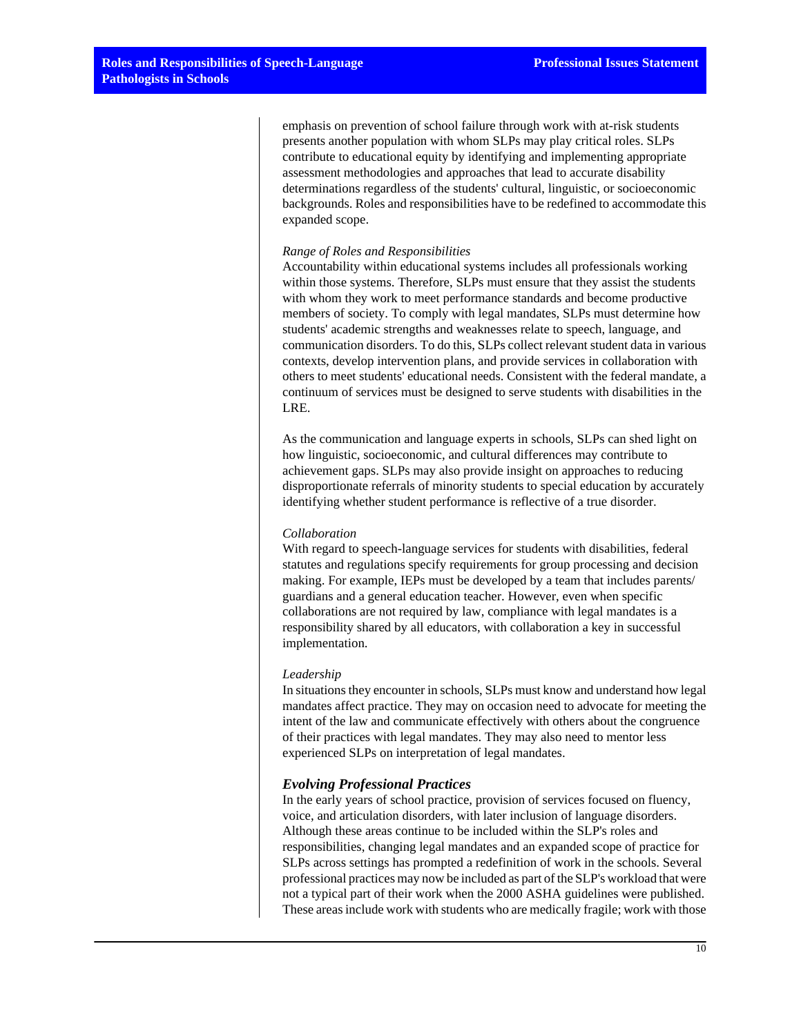emphasis on prevention of school failure through work with at-risk students presents another population with whom SLPs may play critical roles. SLPs contribute to educational equity by identifying and implementing appropriate assessment methodologies and approaches that lead to accurate disability determinations regardless of the students' cultural, linguistic, or socioeconomic backgrounds. Roles and responsibilities have to be redefined to accommodate this expanded scope.

*Range of Roles and Responsibilities*

Accountability within educational systems includes all professionals working within those systems. Therefore, SLPs must ensure that they assist the students with whom they work to meet performance standards and become productive members of society. To comply with legal mandates, SLPs must determine how students' academic strengths and weaknesses relate to speech, language, and communication disorders. To do this, SLPs collect relevant student data in various contexts, develop intervention plans, and provide services in collaboration with others to meet students' educational needs. Consistent with the federal mandate, a continuum of services must be designed to serve students with disabilities in the LRE.

As the communication and language experts in schools, SLPs can shed light on how linguistic, socioeconomic, and cultural differences may contribute to achievement gaps. SLPs may also provide insight on approaches to reducing disproportionate referrals of minority students to special education by accurately identifying whether student performance is reflective of a true disorder.

*Collaboration*

With regard to speech-language services for students with disabilities, federal statutes and regulations specify requirements for group processing and decision making. For example, IEPs must be developed by a team that includes parents/guardians and a general education teacher. However, even when specific collaborations are not required by law, compliance with legal mandates is a responsibility shared by all educators, with collaboration a key in successful implementation.

*Leadership*

In situations they encounter in schools, SLPs must know and understand how legal mandates affect practice. They may on occasion need to advocate for meeting the intent of the law and communicate effectively with others about the congruence of their practices with legal mandates. They may also need to mentor less experienced SLPs on interpretation of legal mandates.

### *Evolving Professional Practices*

In the early years of school practice, provision of services focused on fluency, voice, and articulation disorders, with later inclusion of language disorders. Although these areas continue to be included within the SLP's roles and responsibilities, changing legal mandates and an expanded scope of practice for SLPs across settings has prompted a redefinition of work in the schools. Several professional practices may now be included as part of the SLP's workload that were not a typical part of their work when the 2000 ASHA guidelines were published. These areas include work with students who are medically fragile; work with those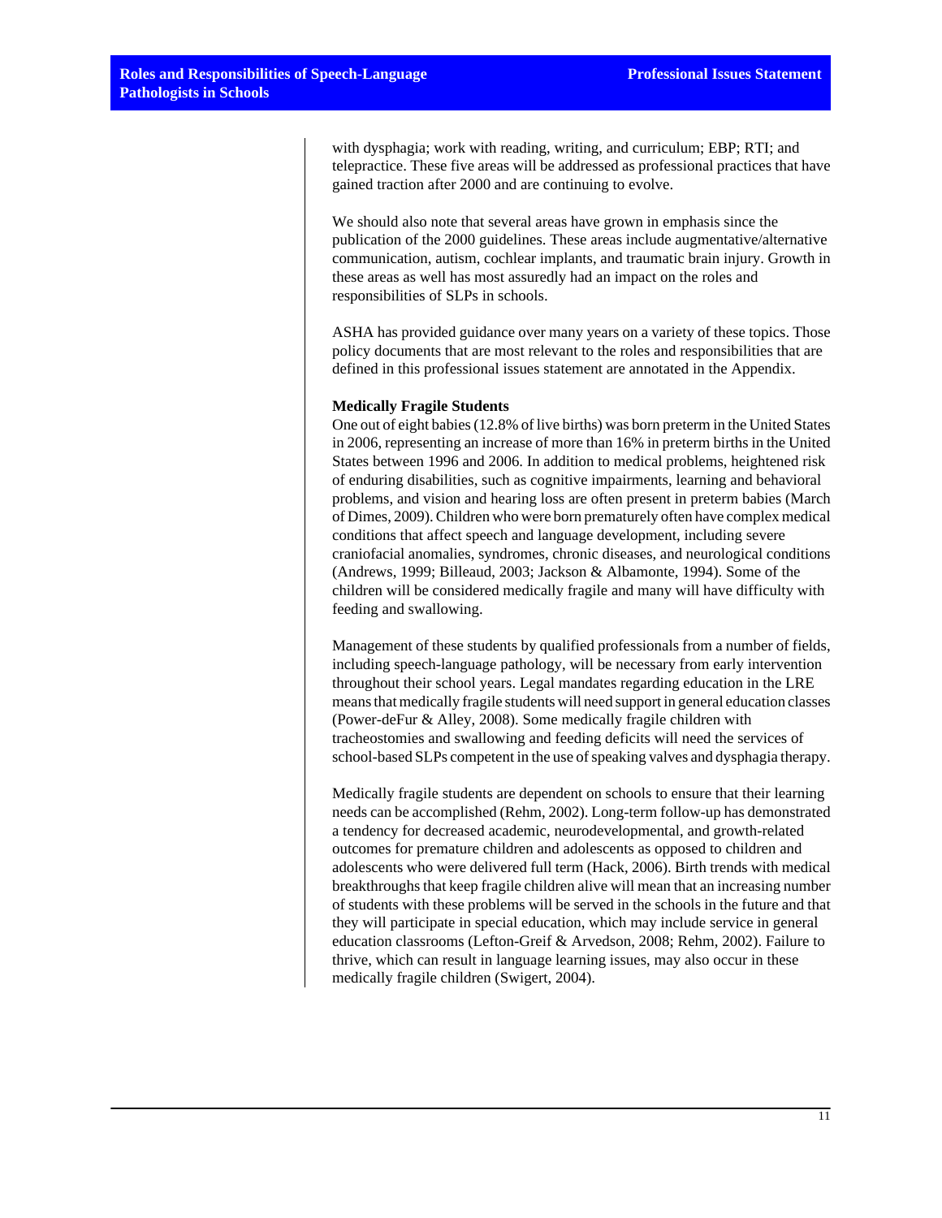with dysphagia; work with reading, writing, and curriculum; EBP; RTI; and telepractice. These five areas will be addressed as professional practices that have gained traction after 2000 and are continuing to evolve.

We should also note that several areas have grown in emphasis since the publication of the 2000 guidelines. These areas include augmentative/alternative communication, autism, cochlear implants, and traumatic brain injury. Growth in these areas as well has most assuredly had an impact on the roles and responsibilities of SLPs in schools.

ASHA has provided guidance over many years on a variety of these topics. Those policy documents that are most relevant to the roles and responsibilities that are defined in this professional issues statement are annotated in the Appendix.

**Medically Fragile Students**

One out of eight babies (12.8% of live births) was born preterm in the United States in 2006, representing an increase of more than 16% in preterm births in the United States between 1996 and 2006. In addition to medical problems, heightened risk of enduring disabilities, such as cognitive impairments, learning and behavioral problems, and vision and hearing loss are often present in preterm babies (March of Dimes, 2009). Children who were born prematurely often have complex medical conditions that affect speech and language development, including severe craniofacial anomalies, syndromes, chronic diseases, and neurological conditions (Andrews, 1999; Billeaud, 2003; Jackson & Albamonte, 1994). Some of the children will be considered medically fragile and many will have difficulty with feeding and swallowing.

Management of these students by qualified professionals from a number of fields, including speech-language pathology, will be necessary from early intervention throughout their school years. Legal mandates regarding education in the LRE means that medically fragile students will need support in general education classes (Power-deFur & Alley, 2008). Some medically fragile children with tracheostomies and swallowing and feeding deficits will need the services of school-based SLPs competent in the use of speaking valves and dysphagia therapy.

Medically fragile students are dependent on schools to ensure that their learning needs can be accomplished (Rehm, 2002). Long-term follow-up has demonstrated a tendency for decreased academic, neurodevelopmental, and growth-related outcomes for premature children and adolescents as opposed to children and adolescents who were delivered full term (Hack, 2006). Birth trends with medical breakthroughs that keep fragile children alive will mean that an increasing number of students with these problems will be served in the schools in the future and that they will participate in special education, which may include service in general education classrooms (Lefton-Greif & Arvedson, 2008; Rehm, 2002). Failure to thrive, which can result in language learning issues, may also occur in these medically fragile children (Swigert, 2004).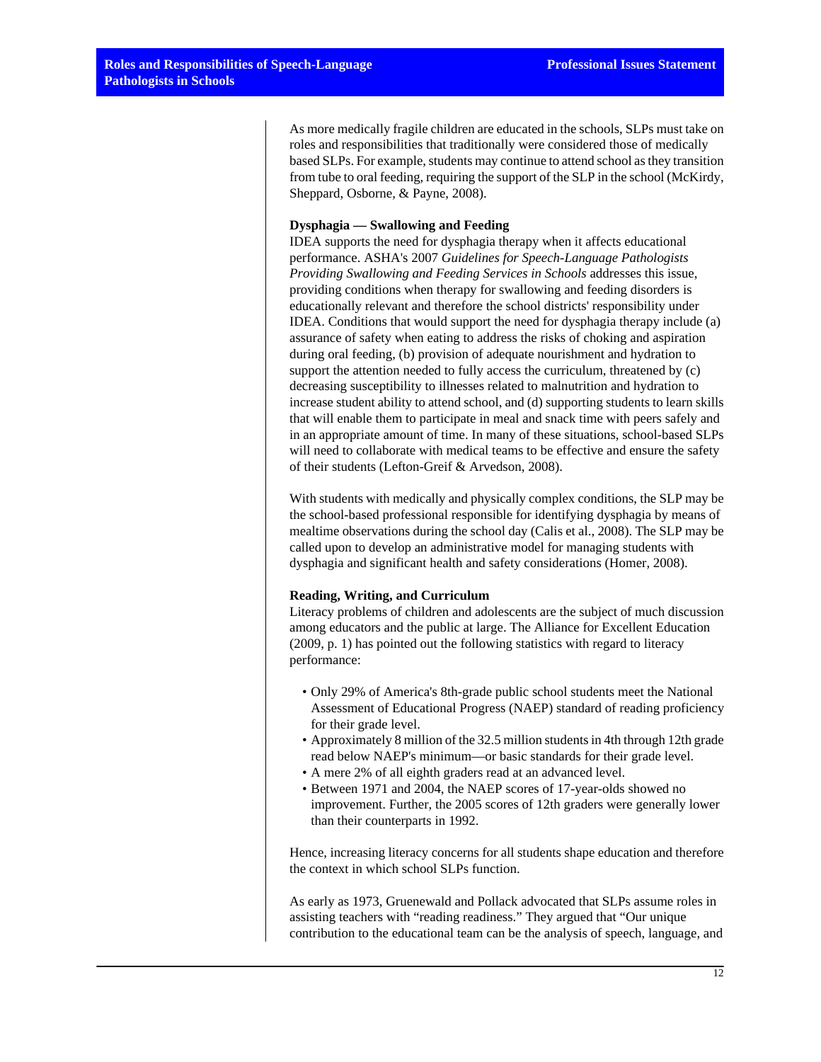As more medically fragile children are educated in the schools, SLPs must take on roles and responsibilities that traditionally were considered those of medically based SLPs. For example, students may continue to attend school as they transition from tube to oral feeding, requiring the support of the SLP in the school (McKirdy, Sheppard, Osborne, & Payne, 2008).

**Dysphagia — Swallowing and Feeding**

IDEA supports the need for dysphagia therapy when it affects educational performance. ASHA's 2007 *Guidelines for Speech-Language Pathologists Providing Swallowing and Feeding Services in Schools* addresses this issue, providing conditions when therapy for swallowing and feeding disorders is educationally relevant and therefore the school districts' responsibility under IDEA. Conditions that would support the need for dysphagia therapy include (a) assurance of safety when eating to address the risks of choking and aspiration during oral feeding, (b) provision of adequate nourishment and hydration to support the attention needed to fully access the curriculum, threatened by (c) decreasing susceptibility to illnesses related to malnutrition and hydration to increase student ability to attend school, and (d) supporting students to learn skills that will enable them to participate in meal and snack time with peers safely and in an appropriate amount of time. In many of these situations, school-based SLPs will need to collaborate with medical teams to be effective and ensure the safety of their students (Lefton-Greif & Arvedson, 2008).

With students with medically and physically complex conditions, the SLP may be the school-based professional responsible for identifying dysphagia by means of mealtime observations during the school day (Calis et al., 2008). The SLP may be called upon to develop an administrative model for managing students with dysphagia and significant health and safety considerations (Homer, 2008).

**Reading, Writing, and Curriculum**

Literacy problems of children and adolescents are the subject of much discussion among educators and the public at large. The Alliance for Excellent Education (2009, p. 1) has pointed out the following statistics with regard to literacy performance:

- Only 29% of America's 8th-grade public school students meet the National Assessment of Educational Progress (NAEP) standard of reading proficiency for their grade level.
- Approximately 8 million of the 32.5 million students in 4th through 12th grade read below NAEP's minimum—or basic standards for their grade level.
- A mere 2% of all eighth graders read at an advanced level.
- Between 1971 and 2004, the NAEP scores of 17-year-olds showed no improvement. Further, the 2005 scores of 12th graders were generally lower than their counterparts in 1992.

Hence, increasing literacy concerns for all students shape education and therefore the context in which school SLPs function.

As early as 1973, Gruenewald and Pollack advocated that SLPs assume roles in assisting teachers with "reading readiness." They argued that "Our unique contribution to the educational team can be the analysis of speech, language, and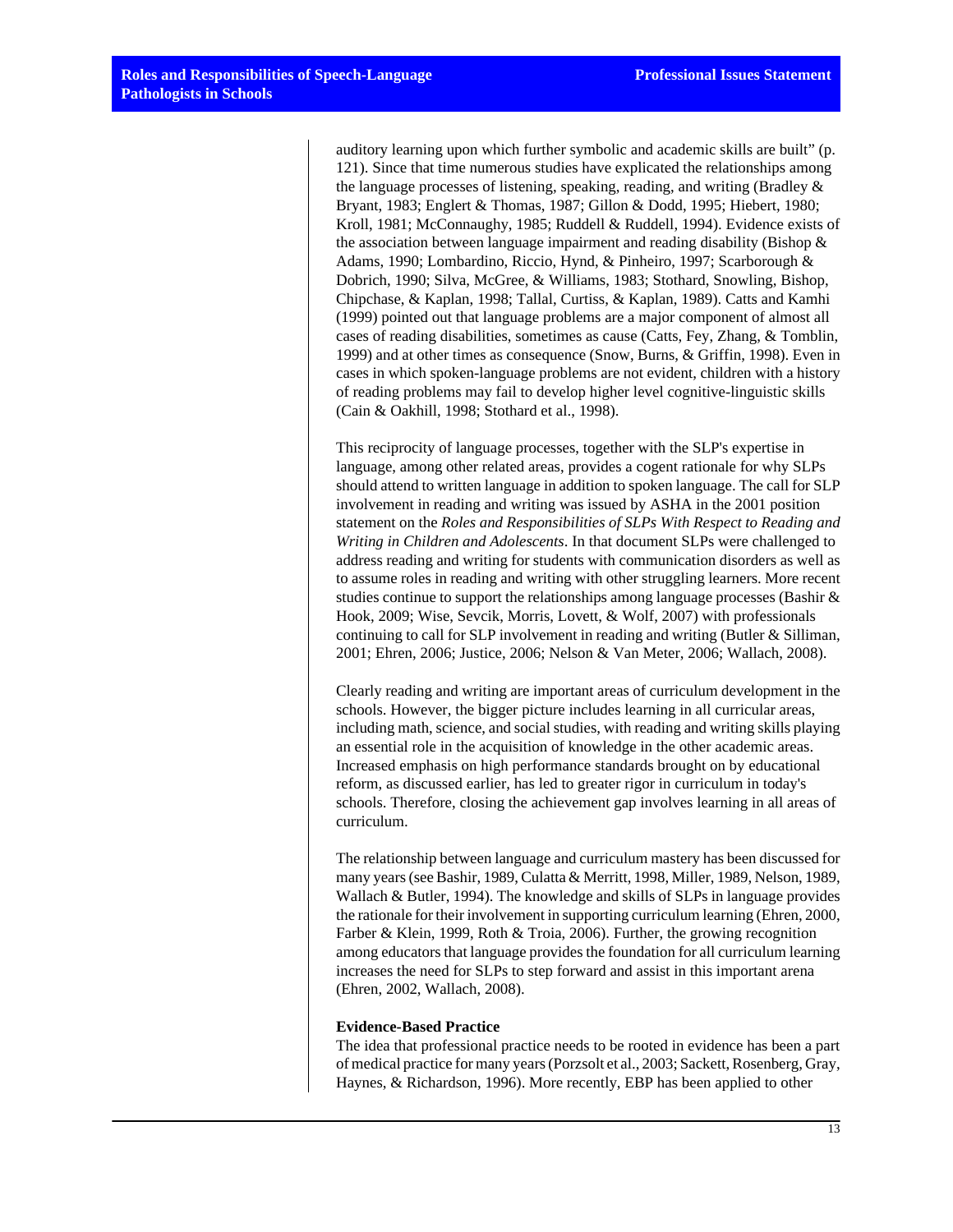auditory learning upon which further symbolic and academic skills are built" (p. 121). Since that time numerous studies have explicated the relationships among the language processes of listening, speaking, reading, and writing (Bradley & Bryant, 1983; Englert & Thomas, 1987; Gillon & Dodd, 1995; Hiebert, 1980; Kroll, 1981; McConnaughy, 1985; Ruddell & Ruddell, 1994). Evidence exists of the association between language impairment and reading disability (Bishop & Adams, 1990; Lombardino, Riccio, Hynd, & Pinheiro, 1997; Scarborough & Dobrich, 1990; Silva, McGree, & Williams, 1983; Stothard, Snowling, Bishop, Chipchase, & Kaplan, 1998; Tallal, Curtiss, & Kaplan, 1989). Catts and Kamhi (1999) pointed out that language problems are a major component of almost all cases of reading disabilities, sometimes as cause (Catts, Fey, Zhang, & Tomblin, 1999) and at other times as consequence (Snow, Burns, & Griffin, 1998). Even in cases in which spoken-language problems are not evident, children with a history of reading problems may fail to develop higher level cognitive-linguistic skills (Cain & Oakhill, 1998; Stothard et al., 1998).

This reciprocity of language processes, together with the SLP's expertise in language, among other related areas, provides a cogent rationale for why SLPs should attend to written language in addition to spoken language. The call for SLP involvement in reading and writing was issued by ASHA in the 2001 position statement on the *Roles and Responsibilities of SLPs With Respect to Reading and Writing in Children and Adolescents*. In that document SLPs were challenged to address reading and writing for students with communication disorders as well as to assume roles in reading and writing with other struggling learners. More recent studies continue to support the relationships among language processes (Bashir & Hook, 2009; Wise, Sevcik, Morris, Lovett, & Wolf, 2007) with professionals continuing to call for SLP involvement in reading and writing (Butler & Silliman, 2001; Ehren, 2006; Justice, 2006; Nelson & Van Meter, 2006; Wallach, 2008).

Clearly reading and writing are important areas of curriculum development in the schools. However, the bigger picture includes learning in all curricular areas, including math, science, and social studies, with reading and writing skills playing an essential role in the acquisition of knowledge in the other academic areas. Increased emphasis on high performance standards brought on by educational reform, as discussed earlier, has led to greater rigor in curriculum in today's schools. Therefore, closing the achievement gap involves learning in all areas of curriculum.

The relationship between language and curriculum mastery has been discussed for many years (see Bashir, 1989, Culatta & Merritt, 1998, Miller, 1989, Nelson, 1989, Wallach & Butler, 1994). The knowledge and skills of SLPs in language provides the rationale for their involvement in supporting curriculum learning (Ehren, 2000, Farber & Klein, 1999, Roth & Troia, 2006). Further, the growing recognition among educators that language provides the foundation for all curriculum learning increases the need for SLPs to step forward and assist in this important arena (Ehren, 2002, Wallach, 2008).

**Evidence-Based Practice**

The idea that professional practice needs to be rooted in evidence has been a part of medical practice for many years (Porzsolt et al., 2003; Sackett, Rosenberg, Gray, Haynes, & Richardson, 1996). More recently, EBP has been applied to other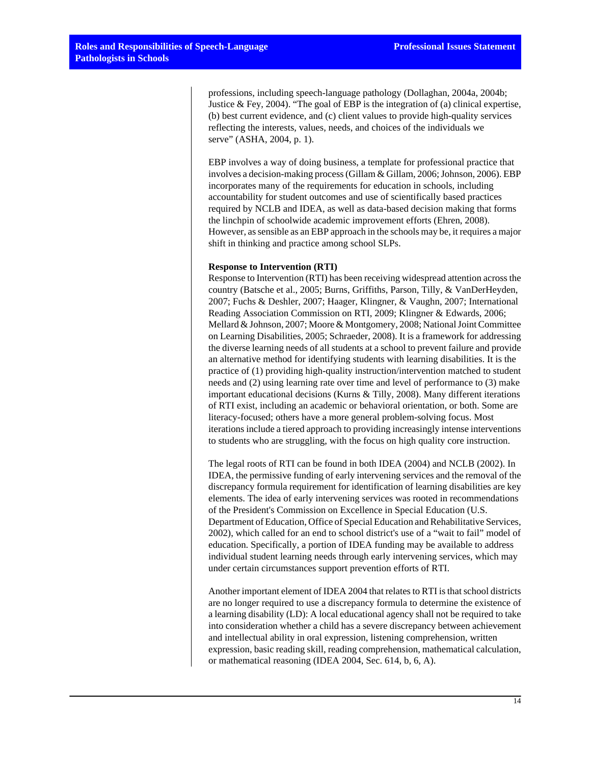professions, including speech-language pathology (Dollaghan, 2004a, 2004b; Justice & Fey, 2004). “The goal of EBP is the integration of (a) clinical expertise, (b) best current evidence, and (c) client values to provide high-quality services reflecting the interests, values, needs, and choices of the individuals we serve” (ASHA, 2004, p. 1).

EBP involves a way of doing business, a template for professional practice that involves a decision-making process (Gillam & Gillam, 2006; Johnson, 2006). EBP incorporates many of the requirements for education in schools, including accountability for student outcomes and use of scientifically based practices required by NCLB and IDEA, as well as data-based decision making that forms the linchpin of schoolwide academic improvement efforts (Ehren, 2008). However, as sensible as an EBP approach in the schools may be, it requires a major shift in thinking and practice among school SLPs.

**Response to Intervention (RTI)**

Response to Intervention (RTI) has been receiving widespread attention across the country (Batsche et al., 2005; Burns, Griffiths, Parson, Tilly, & VanDerHeyden, 2007; Fuchs & Deshler, 2007; Haager, Klingner, & Vaughn, 2007; International Reading Association Commission on RTI, 2009; Klingner & Edwards, 2006; Mellard & Johnson, 2007; Moore & Montgomery, 2008; National Joint Committee on Learning Disabilities, 2005; Schraeder, 2008). It is a framework for addressing the diverse learning needs of all students at a school to prevent failure and provide an alternative method for identifying students with learning disabilities. It is the practice of (1) providing high-quality instruction/intervention matched to student needs and (2) using learning rate over time and level of performance to (3) make important educational decisions (Kurns & Tilly, 2008). Many different iterations of RTI exist, including an academic or behavioral orientation, or both. Some are literacy-focused; others have a more general problem-solving focus. Most iterations include a tiered approach to providing increasingly intense interventions to students who are struggling, with the focus on high quality core instruction.

The legal roots of RTI can be found in both IDEA (2004) and NCLB (2002). In IDEA, the permissive funding of early intervening services and the removal of the discrepancy formula requirement for identification of learning disabilities are key elements. The idea of early intervening services was rooted in recommendations of the President's Commission on Excellence in Special Education (U.S. Department of Education, Office of Special Education and Rehabilitative Services, 2002), which called for an end to school district's use of a “wait to fail” model of education. Specifically, a portion of IDEA funding may be available to address individual student learning needs through early intervening services, which may under certain circumstances support prevention efforts of RTI.

Another important element of IDEA 2004 that relates to RTI is that school districts are no longer required to use a discrepancy formula to determine the existence of a learning disability (LD): A local educational agency shall not be required to take into consideration whether a child has a severe discrepancy between achievement and intellectual ability in oral expression, listening comprehension, written expression, basic reading skill, reading comprehension, mathematical calculation, or mathematical reasoning (IDEA 2004, Sec. 614, b, 6, A).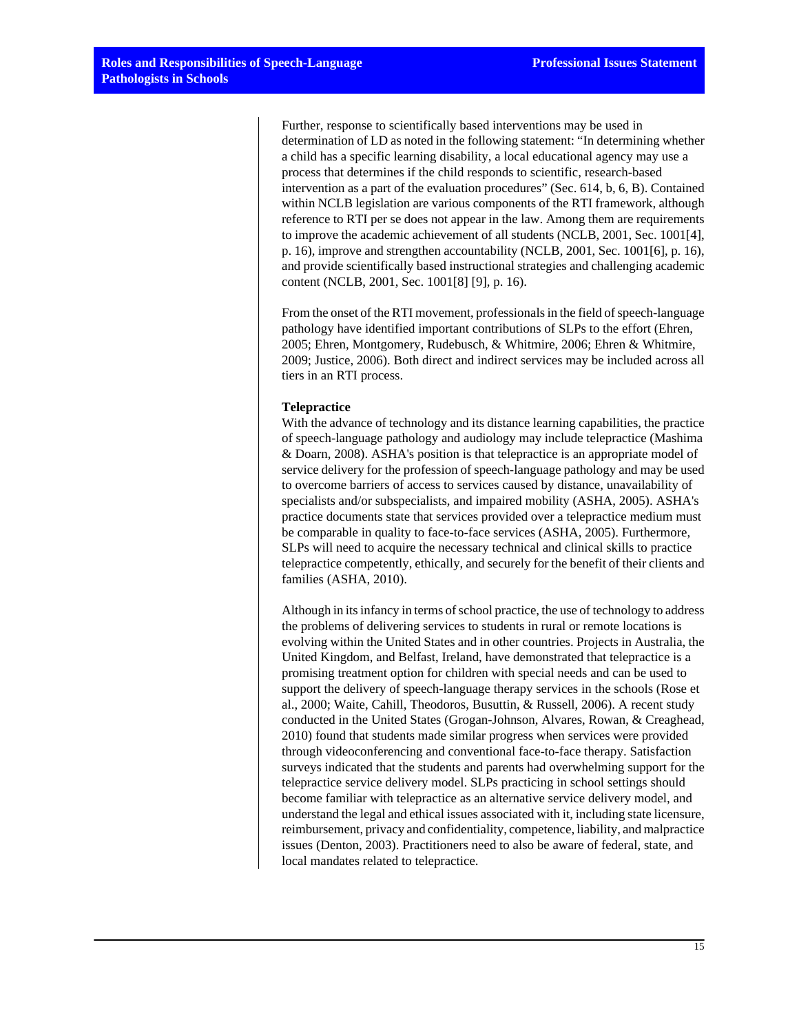Further, response to scientifically based interventions may be used in determination of LD as noted in the following statement: “In determining whether a child has a specific learning disability, a local educational agency may use a process that determines if the child responds to scientific, research-based intervention as a part of the evaluation procedures” (Sec. 614, b, 6, B). Contained within NCLB legislation are various components of the RTI framework, although reference to RTI per se does not appear in the law. Among them are requirements to improve the academic achievement of all students (NCLB, 2001, Sec. 1001[4], p. 16), improve and strengthen accountability (NCLB, 2001, Sec. 1001[6], p. 16), and provide scientifically based instructional strategies and challenging academic content (NCLB, 2001, Sec. 1001[8] [9], p. 16).

From the onset of the RTI movement, professionals in the field of speech-language pathology have identified important contributions of SLPs to the effort (Ehren, 2005; Ehren, Montgomery, Rudebusch, & Whitmire, 2006; Ehren & Whitmire, 2009; Justice, 2006). Both direct and indirect services may be included across all tiers in an RTI process.

**Telepractice**

With the advance of technology and its distance learning capabilities, the practice of speech-language pathology and audiology may include telepractice (Mashima & Doarn, 2008). ASHA's position is that telepractice is an appropriate model of service delivery for the profession of speech-language pathology and may be used to overcome barriers of access to services caused by distance, unavailability of specialists and/or subspecialists, and impaired mobility (ASHA, 2005). ASHA's practice documents state that services provided over a telepractice medium must be comparable in quality to face-to-face services (ASHA, 2005). Furthermore, SLPs will need to acquire the necessary technical and clinical skills to practice telepractice competently, ethically, and securely for the benefit of their clients and families (ASHA, 2010).

Although in its infancy in terms of school practice, the use of technology to address the problems of delivering services to students in rural or remote locations is evolving within the United States and in other countries. Projects in Australia, the United Kingdom, and Belfast, Ireland, have demonstrated that telepractice is a promising treatment option for children with special needs and can be used to support the delivery of speech-language therapy services in the schools (Rose et al., 2000; Waite, Cahill, Theodoros, Busuttin, & Russell, 2006). A recent study conducted in the United States (Grogan-Johnson, Alvares, Rowan, & Creaghead, 2010) found that students made similar progress when services were provided through videoconferencing and conventional face-to-face therapy. Satisfaction surveys indicated that the students and parents had overwhelming support for the telepractice service delivery model. SLPs practicing in school settings should become familiar with telepractice as an alternative service delivery model, and understand the legal and ethical issues associated with it, including state licensure, reimbursement, privacy and confidentiality, competence, liability, and malpractice issues (Denton, 2003). Practitioners need to also be aware of federal, state, and local mandates related to telepractice.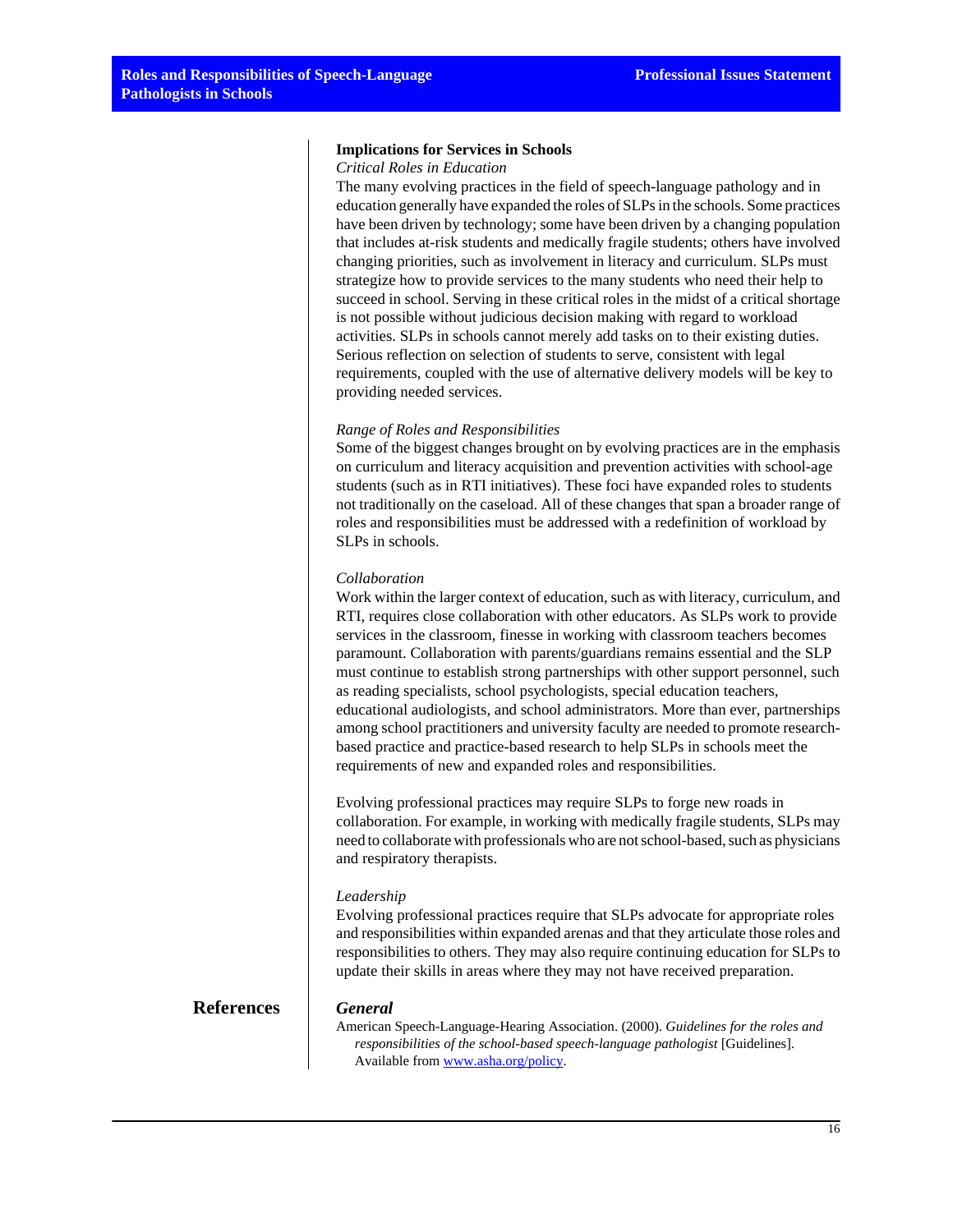### Implications for Services in Schools

*Critical Roles in Education*

The many evolving practices in the field of speech-language pathology and in education generally have expanded the roles of SLPs in the schools. Some practices have been driven by technology; some have been driven by a changing population that includes at-risk students and medically fragile students; others have involved changing priorities, such as involvement in literacy and curriculum. SLPs must strategize how to provide services to the many students who need their help to succeed in school. Serving in these critical roles in the midst of a critical shortage is not possible without judicious decision making with regard to workload activities. SLPs in schools cannot merely add tasks on to their existing duties. Serious reflection on selection of students to serve, consistent with legal requirements, coupled with the use of alternative delivery models will be key to providing needed services.

*Range of Roles and Responsibilities*

Some of the biggest changes brought on by evolving practices are in the emphasis on curriculum and literacy acquisition and prevention activities with school-age students (such as in RTI initiatives). These foci have expanded roles to students not traditionally on the caseload. All of these changes that span a broader range of roles and responsibilities must be addressed with a redefinition of workload by SLPs in schools.

*Collaboration*

Work within the larger context of education, such as with literacy, curriculum, and RTI, requires close collaboration with other educators. As SLPs work to provide services in the classroom, finesse in working with classroom teachers becomes paramount. Collaboration with parents/guardians remains essential and the SLP must continue to establish strong partnerships with other support personnel, such as reading specialists, school psychologists, special education teachers, educational audiologists, and school administrators. More than ever, partnerships among school practitioners and university faculty are needed to promote research-based practice and practice-based research to help SLPs in schools meet the requirements of new and expanded roles and responsibilities.

Evolving professional practices may require SLPs to forge new roads in collaboration. For example, in working with medically fragile students, SLPs may need to collaborate with professionals who are not school-based, such as physicians and respiratory therapists.

*Leadership*

Evolving professional practices require that SLPs advocate for appropriate roles and responsibilities within expanded arenas and that they articulate those roles and responsibilities to others. They may also require continuing education for SLPs to update their skills in areas where they may not have received preparation.

## References

***General***

American Speech-Language-Hearing Association. (2000). *Guidelines for the roles and responsibilities of the school-based speech-language pathologist* [Guidelines]. Available from [www.asha.org/policy](http://www.asha.org/policy).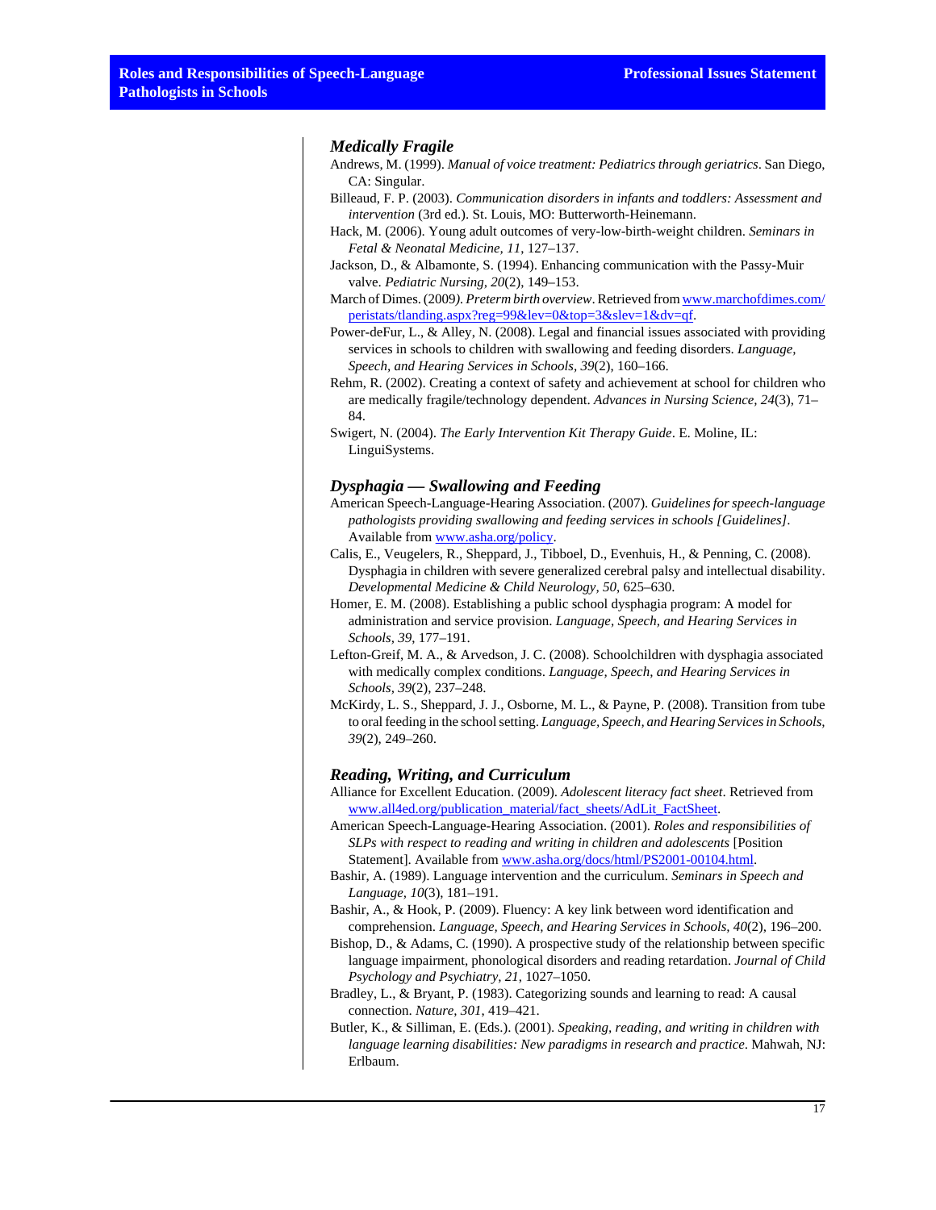### *Medically Fragile*

Andrews, M. (1999). *Manual of voice treatment: Pediatrics through geriatrics*. San Diego, CA: Singular.

Billeaud, F. P. (2003). *Communication disorders in infants and toddlers: Assessment and intervention* (3rd ed.). St. Louis, MO: Butterworth-Heinemann.

Hack, M. (2006). Young adult outcomes of very-low-birth-weight children. *Seminars in Fetal & Neonatal Medicine, 11*, 127–137.

Jackson, D., & Albamonte, S. (1994). Enhancing communication with the Passy-Muir valve. *Pediatric Nursing, 20*(2), 149–153.

March of Dimes. (2009). *Preterm birth overview*. Retrieved from www.marchofdimes.com/peristats/tlanding.aspx?reg=99&lev=0&top=3&slev=1&dv=qf.

Power-deFur, L., & Alley, N. (2008). Legal and financial issues associated with providing services in schools to children with swallowing and feeding disorders. *Language, Speech, and Hearing Services in Schools, 39*(2), 160–166.

Rehm, R. (2002). Creating a context of safety and achievement at school for children who are medically fragile/technology dependent. *Advances in Nursing Science, 24*(3), 71–84.

Swigert, N. (2004). *The Early Intervention Kit Therapy Guide*. E. Moline, IL: LinguiSystems.

### *Dysphagia — Swallowing and Feeding*

American Speech-Language-Hearing Association. (2007). *Guidelines for speech-language pathologists providing swallowing and feeding services in schools [Guidelines]*. Available from www.asha.org/policy.

Calis, E., Veugelers, R., Sheppard, J., Tibboel, D., Evenhuis, H., & Penning, C. (2008). Dysphagia in children with severe generalized cerebral palsy and intellectual disability. *Developmental Medicine & Child Neurology, 50*, 625–630.

Homer, E. M. (2008). Establishing a public school dysphagia program: A model for administration and service provision. *Language, Speech, and Hearing Services in Schools, 39*, 177–191.

Lefton-Greif, M. A., & Arvedson, J. C. (2008). Schoolchildren with dysphagia associated with medically complex conditions. *Language, Speech, and Hearing Services in Schools, 39*(2), 237–248.

McKirdy, L. S., Sheppard, J. J., Osborne, M. L., & Payne, P. (2008). Transition from tube to oral feeding in the school setting. *Language, Speech, and Hearing Services in Schools, 39*(2), 249–260.

### *Reading, Writing, and Curriculum*

Alliance for Excellent Education. (2009). *Adolescent literacy fact sheet*. Retrieved from www.all4ed.org/publication_material/fact_sheets/AdLit_FactSheet.

American Speech-Language-Hearing Association. (2001). *Roles and responsibilities of SLPs with respect to reading and writing in children and adolescents* [Position Statement]. Available from www.asha.org/docs/html/PS2001-00104.html.

Bashir, A. (1989). Language intervention and the curriculum. *Seminars in Speech and Language, 10*(3), 181–191.

Bashir, A., & Hook, P. (2009). Fluency: A key link between word identification and comprehension. *Language, Speech, and Hearing Services in Schools, 40*(2), 196–200.

Bishop, D., & Adams, C. (1990). A prospective study of the relationship between specific language impairment, phonological disorders and reading retardation. *Journal of Child Psychology and Psychiatry, 21*, 1027–1050.

Bradley, L., & Bryant, P. (1983). Categorizing sounds and learning to read: A causal connection. *Nature, 301*, 419–421.

Butler, K., & Silliman, E. (Eds.). (2001). *Speaking, reading, and writing in children with language learning disabilities: New paradigms in research and practice*. Mahwah, NJ: Erlbaum.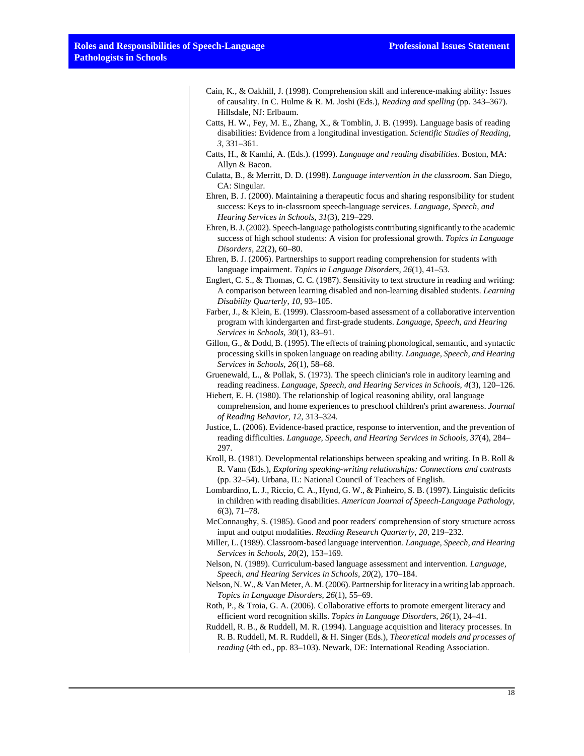Cain, K., & Oakhill, J. (1998). Comprehension skill and inference-making ability: Issues of causality. In C. Hulme & R. M. Joshi (Eds.), *Reading and spelling* (pp. 343–367). Hillsdale, NJ: Erlbaum.

Catts, H. W., Fey, M. E., Zhang, X., & Tomblin, J. B. (1999). Language basis of reading disabilities: Evidence from a longitudinal investigation. *Scientific Studies of Reading, 3*, 331–361.

Catts, H., & Kamhi, A. (Eds.). (1999). *Language and reading disabilities*. Boston, MA: Allyn & Bacon.

Culatta, B., & Merritt, D. D. (1998). *Language intervention in the classroom*. San Diego, CA: Singular.

Ehren, B. J. (2000). Maintaining a therapeutic focus and sharing responsibility for student success: Keys to in-classroom speech-language services. *Language, Speech, and Hearing Services in Schools, 31*(3), 219–229.

Ehren, B. J. (2002). Speech-language pathologists contributing significantly to the academic success of high school students: A vision for professional growth. *Topics in Language Disorders, 22*(2), 60–80.

Ehren, B. J. (2006). Partnerships to support reading comprehension for students with language impairment. *Topics in Language Disorders, 26*(1), 41–53.

Englert, C. S., & Thomas, C. C. (1987). Sensitivity to text structure in reading and writing: A comparison between learning disabled and non-learning disabled students. *Learning Disability Quarterly, 10*, 93–105.

Farber, J., & Klein, E. (1999). Classroom-based assessment of a collaborative intervention program with kindergarten and first-grade students. *Language, Speech, and Hearing Services in Schools, 30*(1), 83–91.

Gillon, G., & Dodd, B. (1995). The effects of training phonological, semantic, and syntactic processing skills in spoken language on reading ability. *Language, Speech, and Hearing Services in Schools, 26*(1), 58–68.

Gruenewald, L., & Pollak, S. (1973). The speech clinician's role in auditory learning and reading readiness. *Language, Speech, and Hearing Services in Schools, 4*(3), 120–126.

Hiebert, E. H. (1980). The relationship of logical reasoning ability, oral language comprehension, and home experiences to preschool children's print awareness. *Journal of Reading Behavior, 12*, 313–324.

Justice, L. (2006). Evidence-based practice, response to intervention, and the prevention of reading difficulties. *Language, Speech, and Hearing Services in Schools, 37*(4), 284–297.

Kroll, B. (1981). Developmental relationships between speaking and writing. In B. Roll & R. Vann (Eds.), *Exploring speaking-writing relationships: Connections and contrasts* (pp. 32–54). Urbana, IL: National Council of Teachers of English.

Lombardino, L. J., Riccio, C. A., Hynd, G. W., & Pinheiro, S. B. (1997). Linguistic deficits in children with reading disabilities. *American Journal of Speech-Language Pathology, 6*(3), 71–78.

McConnaughy, S. (1985). Good and poor readers' comprehension of story structure across input and output modalities. *Reading Research Quarterly, 20*, 219–232.

Miller, L. (1989). Classroom-based language intervention. *Language, Speech, and Hearing Services in Schools, 20*(2), 153–169.

Nelson, N. (1989). Curriculum-based language assessment and intervention. *Language, Speech, and Hearing Services in Schools, 20*(2), 170–184.

Nelson, N. W., & Van Meter, A. M. (2006). Partnership for literacy in a writing lab approach. *Topics in Language Disorders, 26*(1), 55–69.

Roth, P., & Troia, G. A. (2006). Collaborative efforts to promote emergent literacy and efficient word recognition skills. *Topics in Language Disorders, 26*(1), 24–41.

Ruddell, R. B., & Ruddell, M. R. (1994). Language acquisition and literacy processes. In R. B. Ruddell, M. R. Ruddell, & H. Singer (Eds.), *Theoretical models and processes of reading* (4th ed., pp. 83–103). Newark, DE: International Reading Association.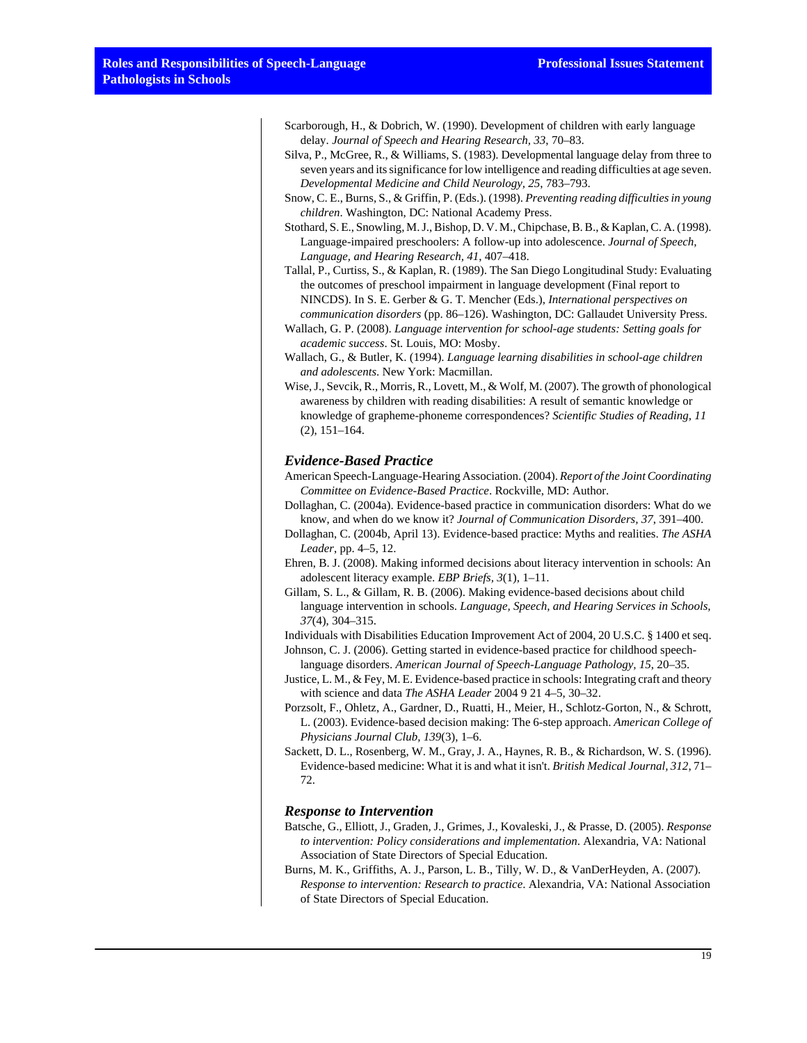Scarborough, H., & Dobrich, W. (1990). Development of children with early language delay. *Journal of Speech and Hearing Research, 33*, 70–83.

Silva, P., McGree, R., & Williams, S. (1983). Developmental language delay from three to seven years and its significance for low intelligence and reading difficulties at age seven. *Developmental Medicine and Child Neurology, 25*, 783–793.

Snow, C. E., Burns, S., & Griffin, P. (Eds.). (1998). *Preventing reading difficulties in young children*. Washington, DC: National Academy Press.

Stothard, S. E., Snowling, M. J., Bishop, D. V. M., Chipchase, B. B., & Kaplan, C. A. (1998). Language-impaired preschoolers: A follow-up into adolescence. *Journal of Speech, Language, and Hearing Research, 41*, 407–418.

Tallal, P., Curtiss, S., & Kaplan, R. (1989). The San Diego Longitudinal Study: Evaluating the outcomes of preschool impairment in language development (Final report to NINCDS). In S. E. Gerber & G. T. Mencher (Eds.), *International perspectives on communication disorders* (pp. 86–126). Washington, DC: Gallaudet University Press.

Wallach, G. P. (2008). *Language intervention for school-age students: Setting goals for academic success*. St. Louis, MO: Mosby.

Wallach, G., & Butler, K. (1994). *Language learning disabilities in school-age children and adolescents*. New York: Macmillan.

Wise, J., Sevcik, R., Morris, R., Lovett, M., & Wolf, M. (2007). The growth of phonological awareness by children with reading disabilities: A result of semantic knowledge or knowledge of grapheme-phoneme correspondences? *Scientific Studies of Reading, 11* (2), 151–164.

### *Evidence-Based Practice*

American Speech-Language-Hearing Association. (2004). *Report of the Joint Coordinating Committee on Evidence-Based Practice*. Rockville, MD: Author.

Dollaghan, C. (2004a). Evidence-based practice in communication disorders: What do we know, and when do we know it? *Journal of Communication Disorders, 37*, 391–400.

Dollaghan, C. (2004b, April 13). Evidence-based practice: Myths and realities. *The ASHA Leader*, pp. 4–5, 12.

Ehren, B. J. (2008). Making informed decisions about literacy intervention in schools: An adolescent literacy example. *EBP Briefs, 3*(1), 1–11.

Gillam, S. L., & Gillam, R. B. (2006). Making evidence-based decisions about child language intervention in schools. *Language, Speech, and Hearing Services in Schools, 37*(4), 304–315.

Individuals with Disabilities Education Improvement Act of 2004, 20 U.S.C. § 1400 et seq.

Johnson, C. J. (2006). Getting started in evidence-based practice for childhood speech-language disorders. *American Journal of Speech-Language Pathology, 15*, 20–35.

Justice, L. M., & Fey, M. E. Evidence-based practice in schools: Integrating craft and theory with science and data *The ASHA Leader* 2004 9 21 4–5, 30–32.

Porzsolt, F., Ohletz, A., Gardner, D., Ruatti, H., Meier, H., Schlotz-Gorton, N., & Schrott, L. (2003). Evidence-based decision making: The 6-step approach. *American College of Physicians Journal Club, 139*(3), 1–6.

Sackett, D. L., Rosenberg, W. M., Gray, J. A., Haynes, R. B., & Richardson, W. S. (1996). Evidence-based medicine: What it is and what it isn't. *British Medical Journal, 312*, 71–72.

### *Response to Intervention*

Batsche, G., Elliott, J., Graden, J., Grimes, J., Kovaleski, J., & Prasse, D. (2005). *Response to intervention: Policy considerations and implementation*. Alexandria, VA: National Association of State Directors of Special Education.

Burns, M. K., Griffiths, A. J., Parson, L. B., Tilly, W. D., & VanDerHeyden, A. (2007). *Response to intervention: Research to practice*. Alexandria, VA: National Association of State Directors of Special Education.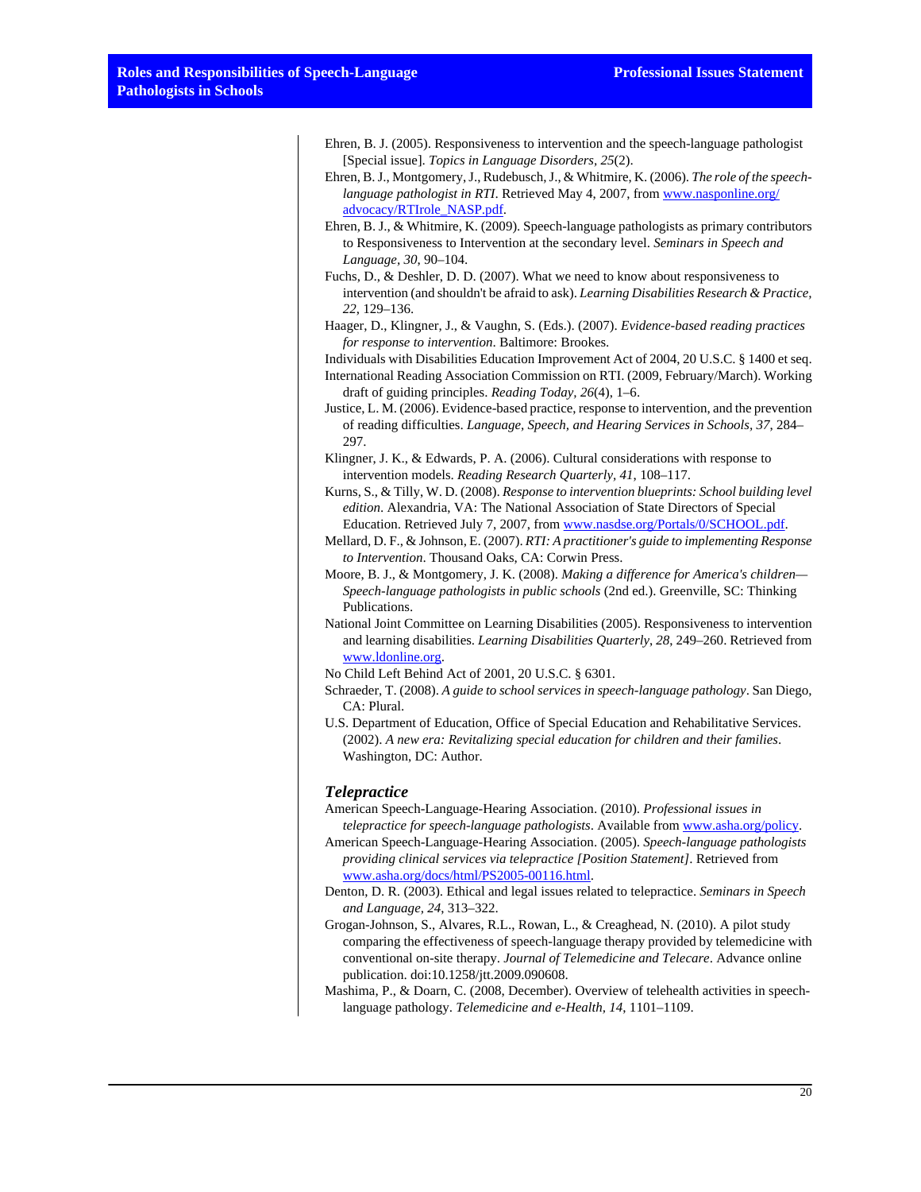Ehren, B. J. (2005). Responsiveness to intervention and the speech-language pathologist [Special issue]. *Topics in Language Disorders, 25*(2).

Ehren, B. J., Montgomery, J., Rudebusch, J., & Whitmire, K. (2006). *The role of the speech-language pathologist in RTI*. Retrieved May 4, 2007, from www.nasponline.org/advocacy/RTIrole_NASP.pdf.

Ehren, B. J., & Whitmire, K. (2009). Speech-language pathologists as primary contributors to Responsiveness to Intervention at the secondary level. *Seminars in Speech and Language, 30*, 90–104.

Fuchs, D., & Deshler, D. D. (2007). What we need to know about responsiveness to intervention (and shouldn't be afraid to ask). *Learning Disabilities Research & Practice, 22*, 129–136.

Haager, D., Klingner, J., & Vaughn, S. (Eds.). (2007). *Evidence-based reading practices for response to intervention*. Baltimore: Brookes.

Individuals with Disabilities Education Improvement Act of 2004, 20 U.S.C. § 1400 et seq.

International Reading Association Commission on RTI. (2009, February/March). Working draft of guiding principles. *Reading Today, 26*(4), 1–6.

Justice, L. M. (2006). Evidence-based practice, response to intervention, and the prevention of reading difficulties. *Language, Speech, and Hearing Services in Schools, 37*, 284–297.

Klingner, J. K., & Edwards, P. A. (2006). Cultural considerations with response to intervention models. *Reading Research Quarterly, 41*, 108–117.

Kurns, S., & Tilly, W. D. (2008). *Response to intervention blueprints: School building level edition*. Alexandria, VA: The National Association of State Directors of Special Education. Retrieved July 7, 2007, from www.nasdse.org/Portals/0/SCHOOL.pdf.

Mellard, D. F., & Johnson, E. (2007). *RTI: A practitioner's guide to implementing Response to Intervention*. Thousand Oaks, CA: Corwin Press.

Moore, B. J., & Montgomery, J. K. (2008). *Making a difference for America's children—Speech-language pathologists in public schools* (2nd ed.). Greenville, SC: Thinking Publications.

National Joint Committee on Learning Disabilities (2005). Responsiveness to intervention and learning disabilities. *Learning Disabilities Quarterly, 28*, 249–260. Retrieved from www.ldonline.org.

No Child Left Behind Act of 2001, 20 U.S.C. § 6301.

Schraeder, T. (2008). *A guide to school services in speech-language pathology*. San Diego, CA: Plural.

U.S. Department of Education, Office of Special Education and Rehabilitative Services. (2002). *A new era: Revitalizing special education for children and their families*. Washington, DC: Author.

### *Telepractice*

American Speech-Language-Hearing Association. (2010). *Professional issues in telepractice for speech-language pathologists*. Available from www.asha.org/policy.

American Speech-Language-Hearing Association. (2005). *Speech-language pathologists providing clinical services via telepractice [Position Statement]*. Retrieved from www.asha.org/docs/html/PS2005-00116.html.

Denton, D. R. (2003). Ethical and legal issues related to telepractice. *Seminars in Speech and Language, 24*, 313–322.

Grogan-Johnson, S., Alvares, R.L., Rowan, L., & Creaghead, N. (2010). A pilot study comparing the effectiveness of speech-language therapy provided by telemedicine with conventional on-site therapy. *Journal of Telemedicine and Telecare*. Advance online publication. doi:10.1258/jtt.2009.090608.

Mashima, P., & Doarn, C. (2008, December). Overview of telehealth activities in speech-language pathology. *Telemedicine and e-Health, 14*, 1101–1109.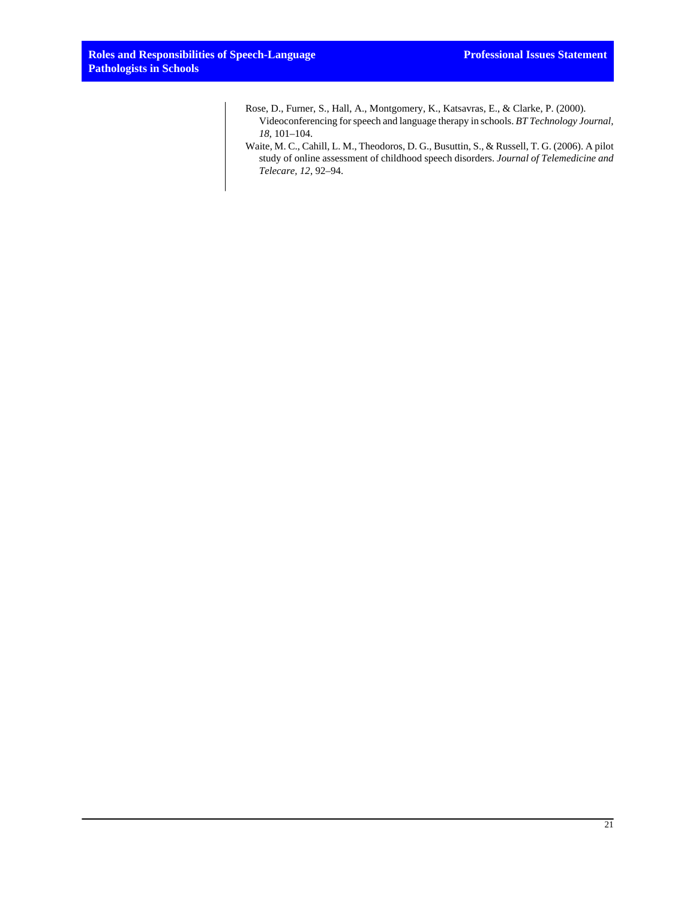Rose, D., Furner, S., Hall, A., Montgomery, K., Katsavras, E., & Clarke, P. (2000). Videoconferencing for speech and language therapy in schools. *BT Technology Journal, 18*, 101–104.

Waite, M. C., Cahill, L. M., Theodoros, D. G., Busuttin, S., & Russell, T. G. (2006). A pilot study of online assessment of childhood speech disorders. *Journal of Telemedicine and Telecare, 12*, 92–94.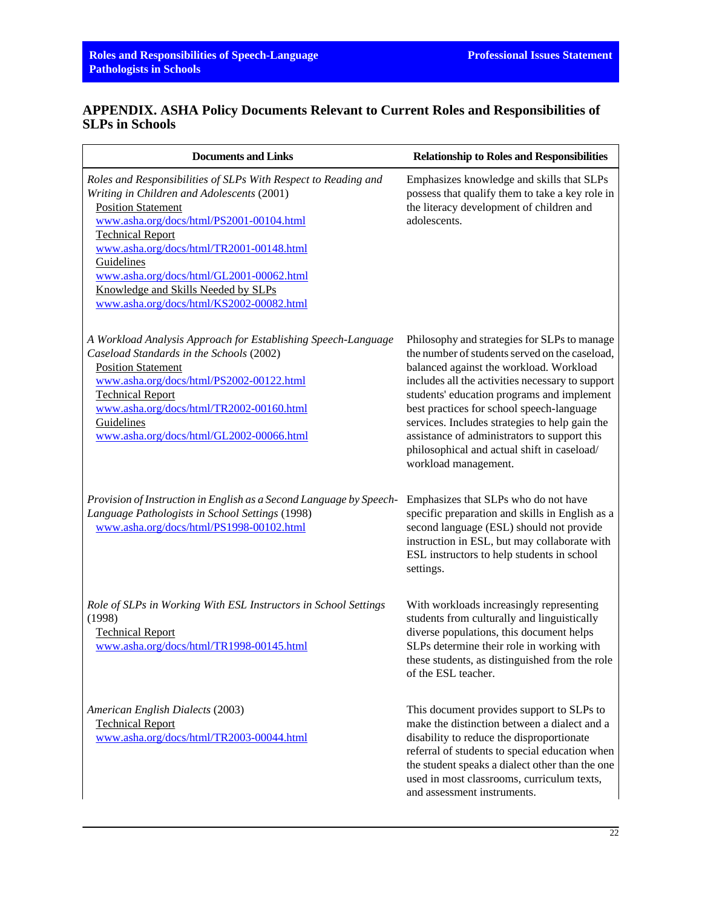## APPENDIX. ASHA Policy Documents Relevant to Current Roles and Responsibilities of SLPs in Schools

| Documents and Links | Relationship to Roles and Responsibilities |
|---|---|
| *Roles and Responsibilities of SLPs With Respect to Reading and Writing in Children and Adolescents* (2001)<br>Position Statement<br>www.asha.org/docs/html/PS2001-00104.html<br>Technical Report<br>www.asha.org/docs/html/TR2001-00148.html<br>Guidelines<br>www.asha.org/docs/html/GL2001-00062.html<br>Knowledge and Skills Needed by SLPs<br>www.asha.org/docs/html/KS2002-00082.html | Emphasizes knowledge and skills that SLPs possess that qualify them to take a key role in the literacy development of children and adolescents. |
| *A Workload Analysis Approach for Establishing Speech-Language Caseload Standards in the Schools* (2002)<br>Position Statement<br>www.asha.org/docs/html/PS2002-00122.html<br>Technical Report<br>www.asha.org/docs/html/TR2002-00160.html<br>Guidelines<br>www.asha.org/docs/html/GL2002-00066.html | Philosophy and strategies for SLPs to manage the number of students served on the caseload, balanced against the workload. Workload includes all the activities necessary to support students' education programs and implement best practices for school speech-language services. Includes strategies to help gain the assistance of administrators to support this philosophical and actual shift in caseload/ workload management. |
| *Provision of Instruction in English as a Second Language by Speech-Language Pathologists in School Settings* (1998)<br>www.asha.org/docs/html/PS1998-00102.html | Emphasizes that SLPs who do not have specific preparation and skills in English as a second language (ESL) should not provide instruction in ESL, but may collaborate with ESL instructors to help students in school settings. |
| *Role of SLPs in Working With ESL Instructors in School Settings* (1998)<br>Technical Report<br>www.asha.org/docs/html/TR1998-00145.html | With workloads increasingly representing students from culturally and linguistically diverse populations, this document helps SLPs determine their role in working with these students, as distinguished from the role of the ESL teacher. |
| *American English Dialects* (2003)<br>Technical Report<br>www.asha.org/docs/html/TR2003-00044.html | This document provides support to SLPs to make the distinction between a dialect and a disability to reduce the disproportionate referral of students to special education when the student speaks a dialect other than the one used in most classrooms, curriculum texts, and assessment instruments. |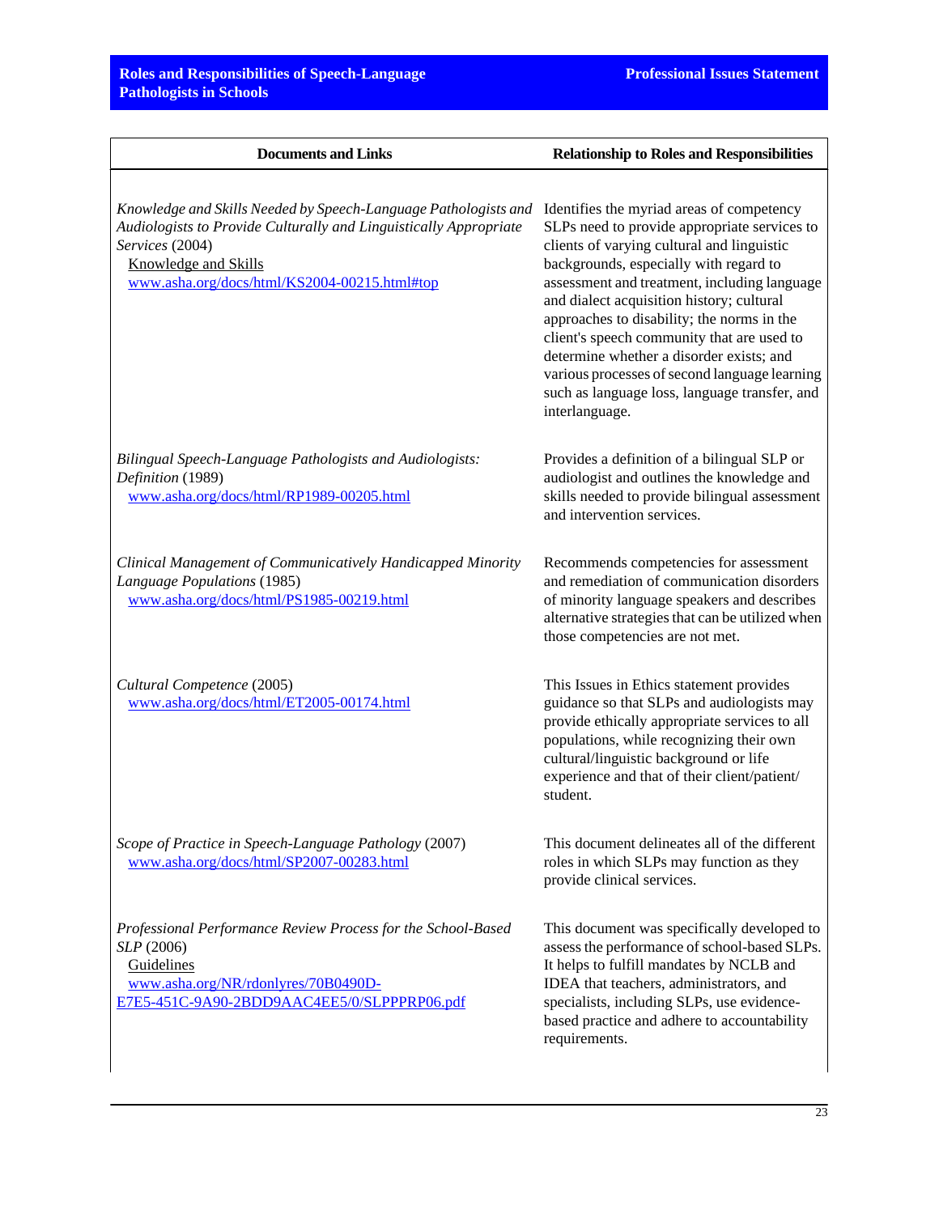| Documents and Links | Relationship to Roles and Responsibilities |
|---|---|
| *Knowledge and Skills Needed by Speech-Language Pathologists and Audiologists to Provide Culturally and Linguistically Appropriate Services* (2004) Knowledge and Skills www.asha.org/docs/html/KS2004-00215.html#top | Identifies the myriad areas of competency SLPs need to provide appropriate services to clients of varying cultural and linguistic backgrounds, especially with regard to assessment and treatment, including language and dialect acquisition history; cultural approaches to disability; the norms in the client's speech community that are used to determine whether a disorder exists; and various processes of second language learning such as language loss, language transfer, and interlanguage. |
| *Bilingual Speech-Language Pathologists and Audiologists: Definition* (1989) www.asha.org/docs/html/RP1989-00205.html | Provides a definition of a bilingual SLP or audiologist and outlines the knowledge and skills needed to provide bilingual assessment and intervention services. |
| *Clinical Management of Communicatively Handicapped Minority Language Populations* (1985) www.asha.org/docs/html/PS1985-00219.html | Recommends competencies for assessment and remediation of communication disorders of minority language speakers and describes alternative strategies that can be utilized when those competencies are not met. |
| *Cultural Competence* (2005) www.asha.org/docs/html/ET2005-00174.html | This Issues in Ethics statement provides guidance so that SLPs and audiologists may provide ethically appropriate services to all populations, while recognizing their own cultural/linguistic background or life experience and that of their client/patient/student. |
| *Scope of Practice in Speech-Language Pathology* (2007) www.asha.org/docs/html/SP2007-00283.html | This document delineates all of the different roles in which SLPs may function as they provide clinical services. |
| *Professional Performance Review Process for the School-Based SLP* (2006) Guidelines www.asha.org/NR/rdonlyres/70B0490D-E7E5-451C-9A90-2BDD9AAC4EE5/0/SLPPPRP06.pdf | This document was specifically developed to assess the performance of school-based SLPs. It helps to fulfill mandates by NCLB and IDEA that teachers, administrators, and specialists, including SLPs, use evidence-based practice and adhere to accountability requirements. |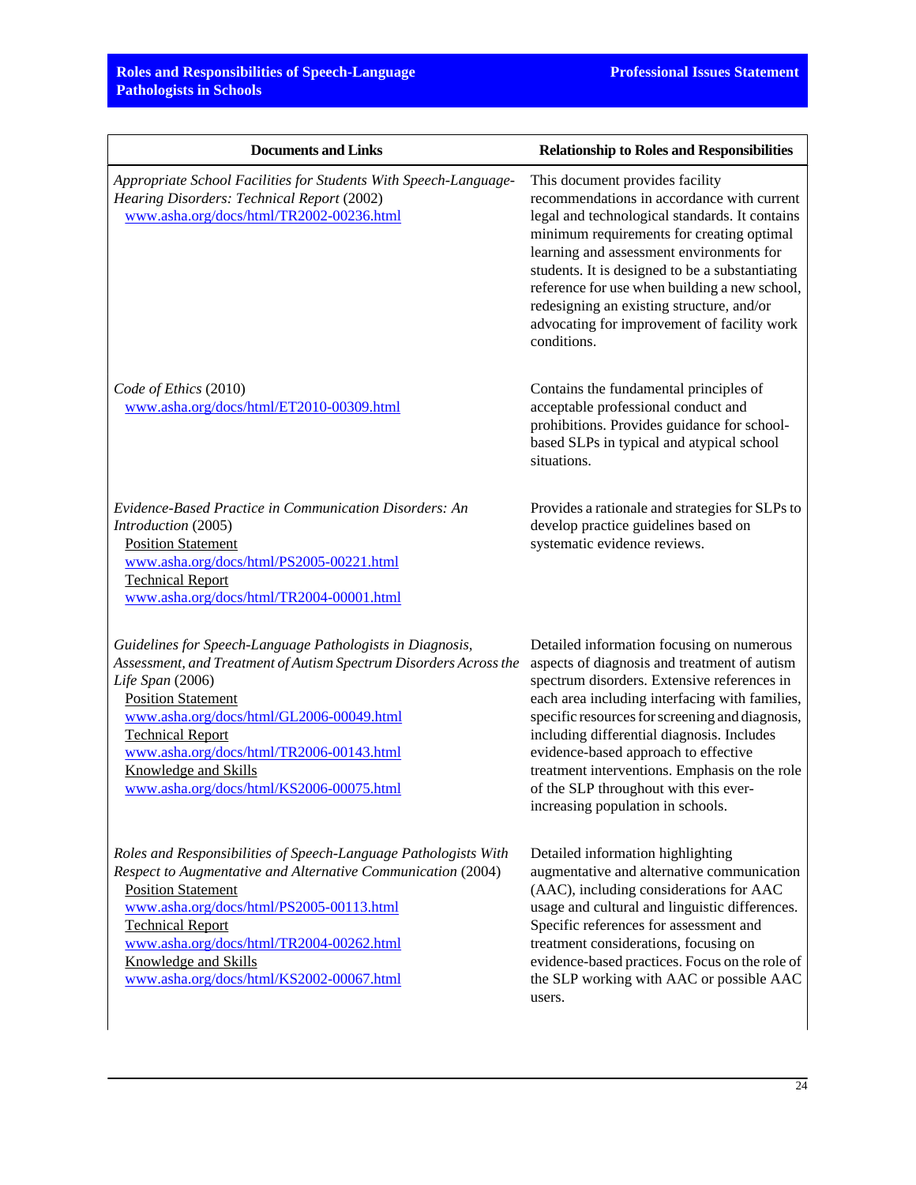| Documents and Links | Relationship to Roles and Responsibilities |
|---|---|
| *Appropriate School Facilities for Students With Speech-Language-Hearing Disorders: Technical Report* (2002)<br>[www.asha.org/docs/html/TR2002-00236.html](www.asha.org/docs/html/TR2002-00236.html) | This document provides facility recommendations in accordance with current legal and technological standards. It contains minimum requirements for creating optimal learning and assessment environments for students. It is designed to be a substantiating reference for use when building a new school, redesigning an existing structure, and/or advocating for improvement of facility work conditions. |
| *Code of Ethics* (2010)<br>[www.asha.org/docs/html/ET2010-00309.html](www.asha.org/docs/html/ET2010-00309.html) | Contains the fundamental principles of acceptable professional conduct and prohibitions. Provides guidance for school-based SLPs in typical and atypical school situations. |
| *Evidence-Based Practice in Communication Disorders: An Introduction* (2005)<br>Position Statement<br>[www.asha.org/docs/html/PS2005-00221.html](www.asha.org/docs/html/PS2005-00221.html)<br>Technical Report<br>[www.asha.org/docs/html/TR2004-00001.html](www.asha.org/docs/html/TR2004-00001.html) | Provides a rationale and strategies for SLPs to develop practice guidelines based on systematic evidence reviews. |
| *Guidelines for Speech-Language Pathologists in Diagnosis, Assessment, and Treatment of Autism Spectrum Disorders Across the Life Span* (2006)<br>Position Statement<br>[www.asha.org/docs/html/GL2006-00049.html](www.asha.org/docs/html/GL2006-00049.html)<br>Technical Report<br>[www.asha.org/docs/html/TR2006-00143.html](www.asha.org/docs/html/TR2006-00143.html)<br>Knowledge and Skills<br>[www.asha.org/docs/html/KS2006-00075.html](www.asha.org/docs/html/KS2006-00075.html) | Detailed information focusing on numerous aspects of diagnosis and treatment of autism spectrum disorders. Extensive references in each area including interfacing with families, specific resources for screening and diagnosis, including differential diagnosis. Includes evidence-based approach to effective treatment interventions. Emphasis on the role of the SLP throughout with this ever-increasing population in schools. |
| *Roles and Responsibilities of Speech-Language Pathologists With Respect to Augmentative and Alternative Communication* (2004)<br>Position Statement<br>[www.asha.org/docs/html/PS2005-00113.html](www.asha.org/docs/html/PS2005-00113.html)<br>Technical Report<br>[www.asha.org/docs/html/TR2004-00262.html](www.asha.org/docs/html/TR2004-00262.html)<br>Knowledge and Skills<br>[www.asha.org/docs/html/KS2002-00067.html](www.asha.org/docs/html/KS2002-00067.html) | Detailed information highlighting augmentative and alternative communication (AAC), including considerations for AAC usage and cultural and linguistic differences. Specific references for assessment and treatment considerations, focusing on evidence-based practices. Focus on the role of the SLP working with AAC or possible AAC users. |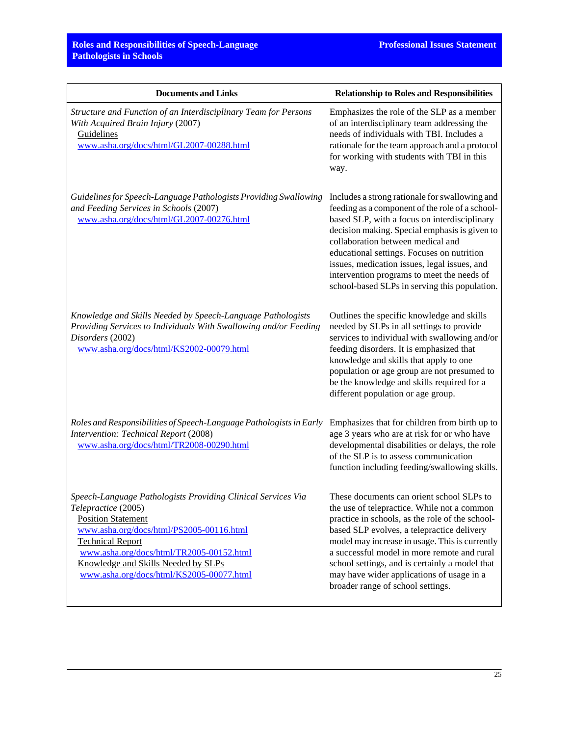| Documents and Links | Relationship to Roles and Responsibilities |
|---|---|
| *Structure and Function of an Interdisciplinary Team for Persons With Acquired Brain Injury* (2007)<br>Guidelines<br>www.asha.org/docs/html/GL2007-00288.html | Emphasizes the role of the SLP as a member of an interdisciplinary team addressing the needs of individuals with TBI. Includes a rationale for the team approach and a protocol for working with students with TBI in this way. |
| *Guidelines for Speech-Language Pathologists Providing Swallowing and Feeding Services in Schools* (2007)<br>www.asha.org/docs/html/GL2007-00276.html | Includes a strong rationale for swallowing and feeding as a component of the role of a school-based SLP, with a focus on interdisciplinary decision making. Special emphasis is given to collaboration between medical and educational settings. Focuses on nutrition issues, medication issues, legal issues, and intervention programs to meet the needs of school-based SLPs in serving this population. |
| *Knowledge and Skills Needed by Speech-Language Pathologists Providing Services to Individuals With Swallowing and/or Feeding Disorders* (2002)<br>www.asha.org/docs/html/KS2002-00079.html | Outlines the specific knowledge and skills needed by SLPs in all settings to provide services to individual with swallowing and/or feeding disorders. It is emphasized that knowledge and skills that apply to one population or age group are not presumed to be the knowledge and skills required for a different population or age group. |
| *Roles and Responsibilities of Speech-Language Pathologists in Early Intervention: Technical Report* (2008)<br>www.asha.org/docs/html/TR2008-00290.html | Emphasizes that for children from birth up to age 3 years who are at risk for or who have developmental disabilities or delays, the role of the SLP is to assess communication function including feeding/swallowing skills. |
| *Speech-Language Pathologists Providing Clinical Services Via Telepractice* (2005)<br>Position Statement<br>www.asha.org/docs/html/PS2005-00116.html<br>Technical Report<br>www.asha.org/docs/html/TR2005-00152.html<br>Knowledge and Skills Needed by SLPs<br>www.asha.org/docs/html/KS2005-00077.html | These documents can orient school SLPs to the use of telepractice. While not a common practice in schools, as the role of the school-based SLP evolves, a telepractice delivery model may increase in usage. This is currently a successful model in more remote and rural school settings, and is certainly a model that may have wider applications of usage in a broader range of school settings. |